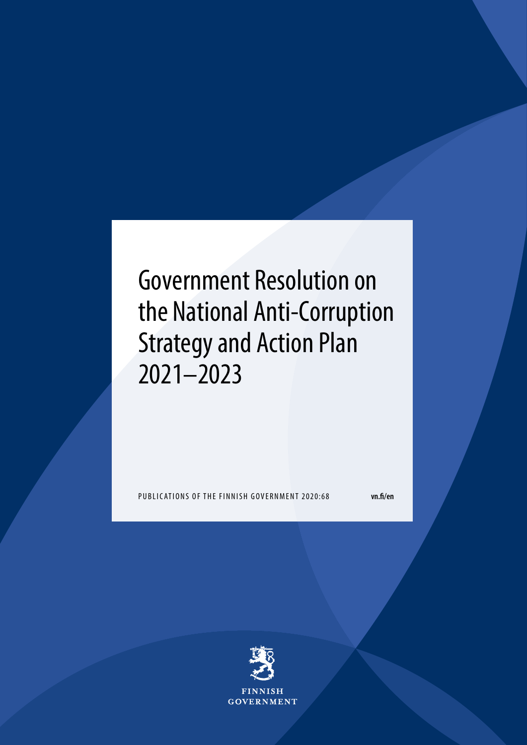# Government Resolution on the National Anti-Corruption Strategy and Action Plan 2021–2023

PUBLICATIONS OF THE FINNISH GOVERNMENT 2020:68

vn.fi/en

FINNISH GOVERNMENT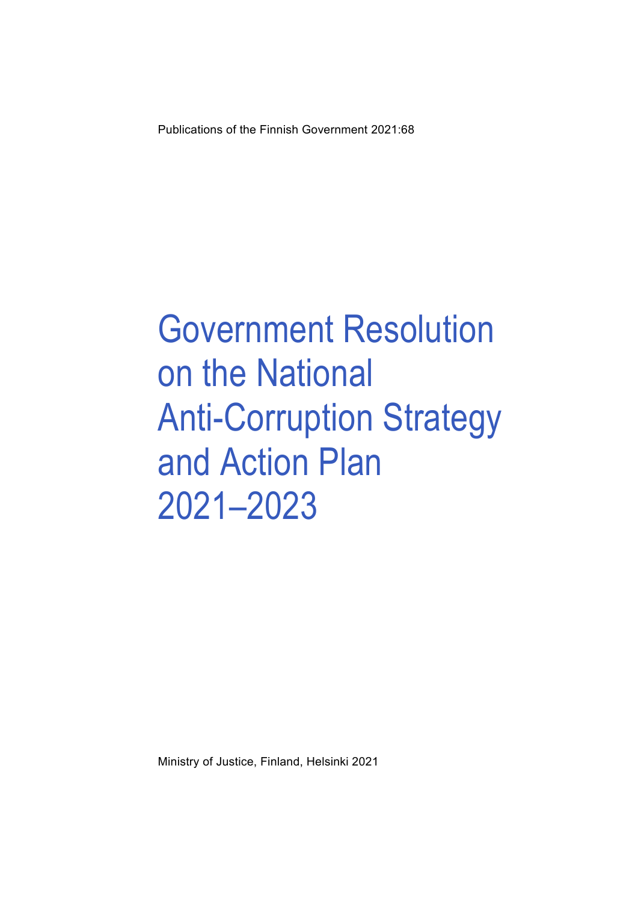Publications of the Finnish Government 2021:68

# Government Resolution on the National Anti-Corruption Strategy and Action Plan 2021–2023

Ministry of Justice, Finland, Helsinki 2021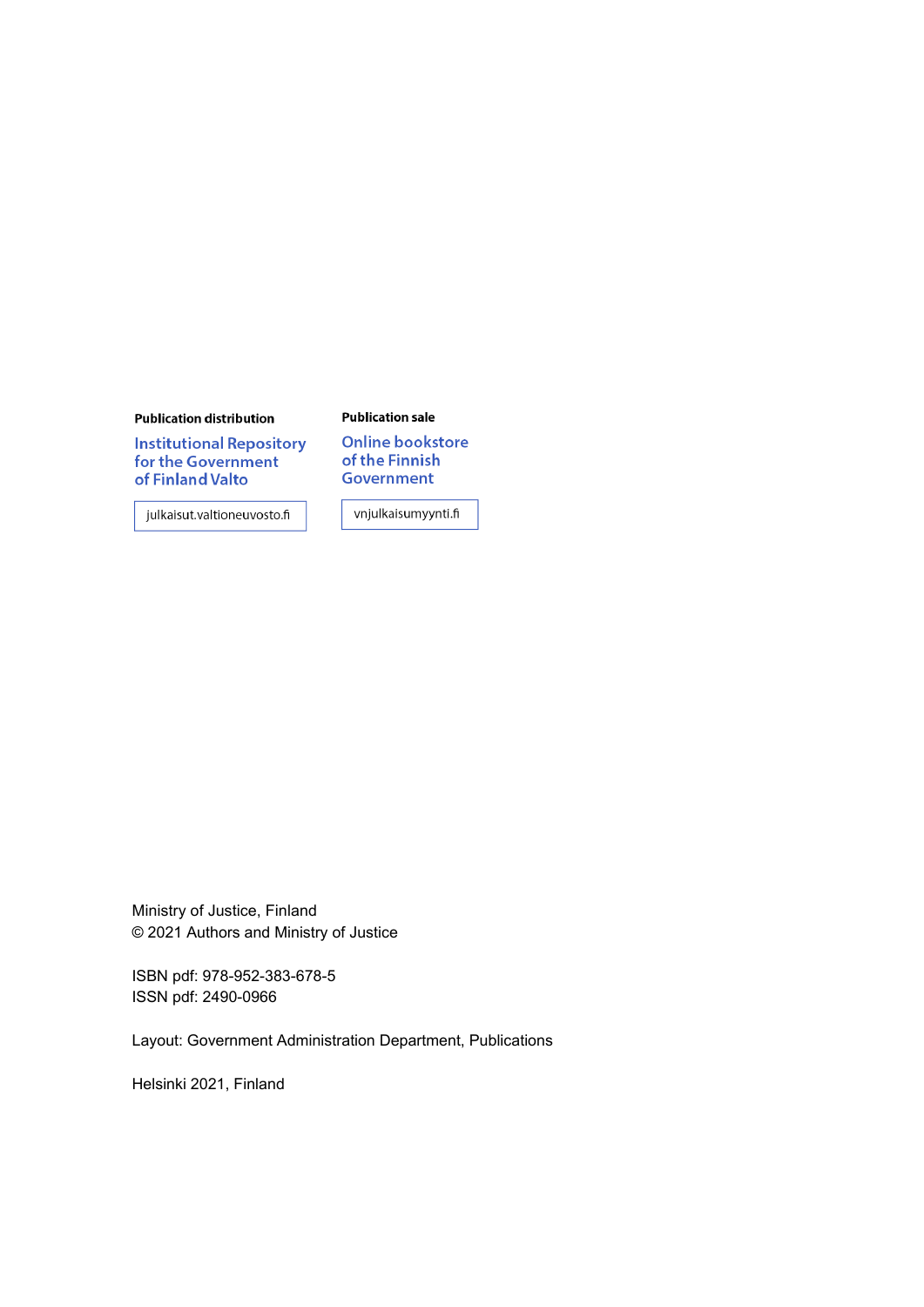**Publication distribution**

Institutional Repository for the Government of Finland Valto

julkaisut.valtioneuvosto.fi

**Publication sale**

Online bookstore of the Finnish Government

vnjulkaisumyynti.fi

Ministry of Justice, Finland
© 2021 Authors and Ministry of Justice

ISBN pdf: 978-952-383-678-5
ISSN pdf: 2490-0966

Layout: Government Administration Department, Publications

Helsinki 2021, Finland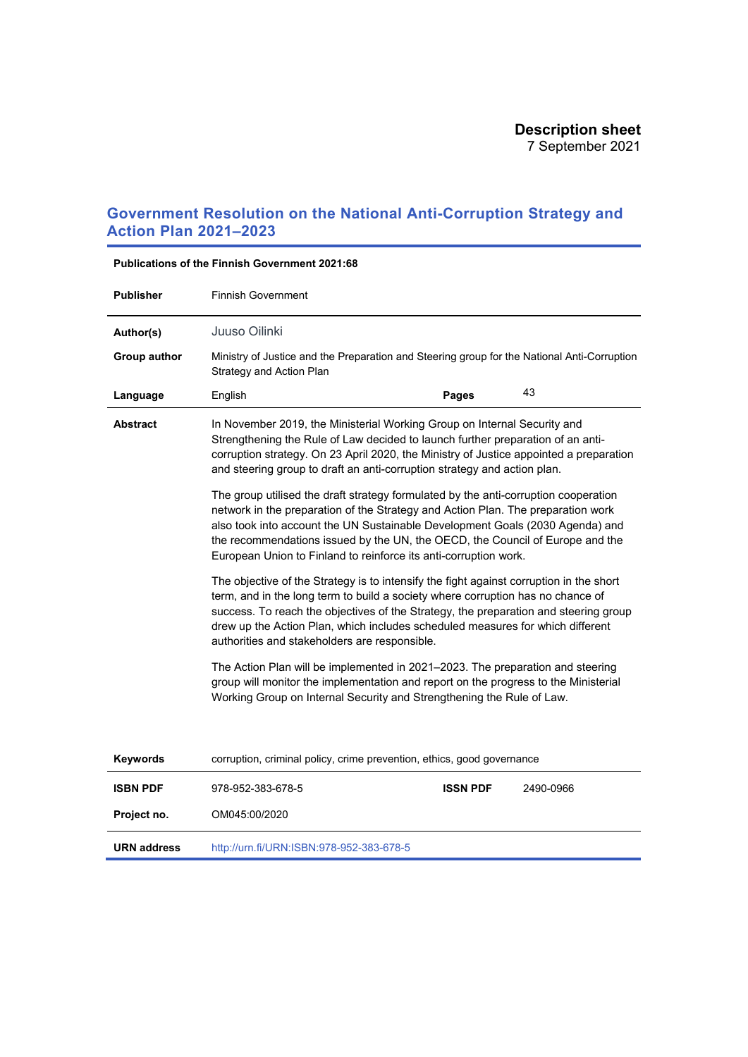**Description sheet**
7 September 2021

# Government Resolution on the National Anti-Corruption Strategy and Action Plan 2021–2023

**Publications of the Finnish Government 2021:68**

| | | | |
|---|---|---|---|
| **Publisher** | Finnish Government | | |
| **Author(s)** | Juuso Oilinki | | |
| **Group author** | Ministry of Justice and the Preparation and Steering group for the National Anti-Corruption Strategy and Action Plan | | |
| **Language** | English | **Pages** | 43 |

**Abstract**

In November 2019, the Ministerial Working Group on Internal Security and Strengthening the Rule of Law decided to launch further preparation of an anti-corruption strategy. On 23 April 2020, the Ministry of Justice appointed a preparation and steering group to draft an anti-corruption strategy and action plan.

The group utilised the draft strategy formulated by the anti-corruption cooperation network in the preparation of the Strategy and Action Plan. The preparation work also took into account the UN Sustainable Development Goals (2030 Agenda) and the recommendations issued by the UN, the OECD, the Council of Europe and the European Union to Finland to reinforce its anti-corruption work.

The objective of the Strategy is to intensify the fight against corruption in the short term, and in the long term to build a society where corruption has no chance of success. To reach the objectives of the Strategy, the preparation and steering group drew up the Action Plan, which includes scheduled measures for which different authorities and stakeholders are responsible.

The Action Plan will be implemented in 2021–2023. The preparation and steering group will monitor the implementation and report on the progress to the Ministerial Working Group on Internal Security and Strengthening the Rule of Law.

| | | | |
|---|---|---|---|
| **Keywords** | corruption, criminal policy, crime prevention, ethics, good governance | | |
| **ISBN PDF** | 978-952-383-678-5 | **ISSN PDF** | 2490-0966 |
| **Project no.** | OM045:00/2020 | | |
| **URN address** | http://urn.fi/URN:ISBN:978-952-383-678-5 | | |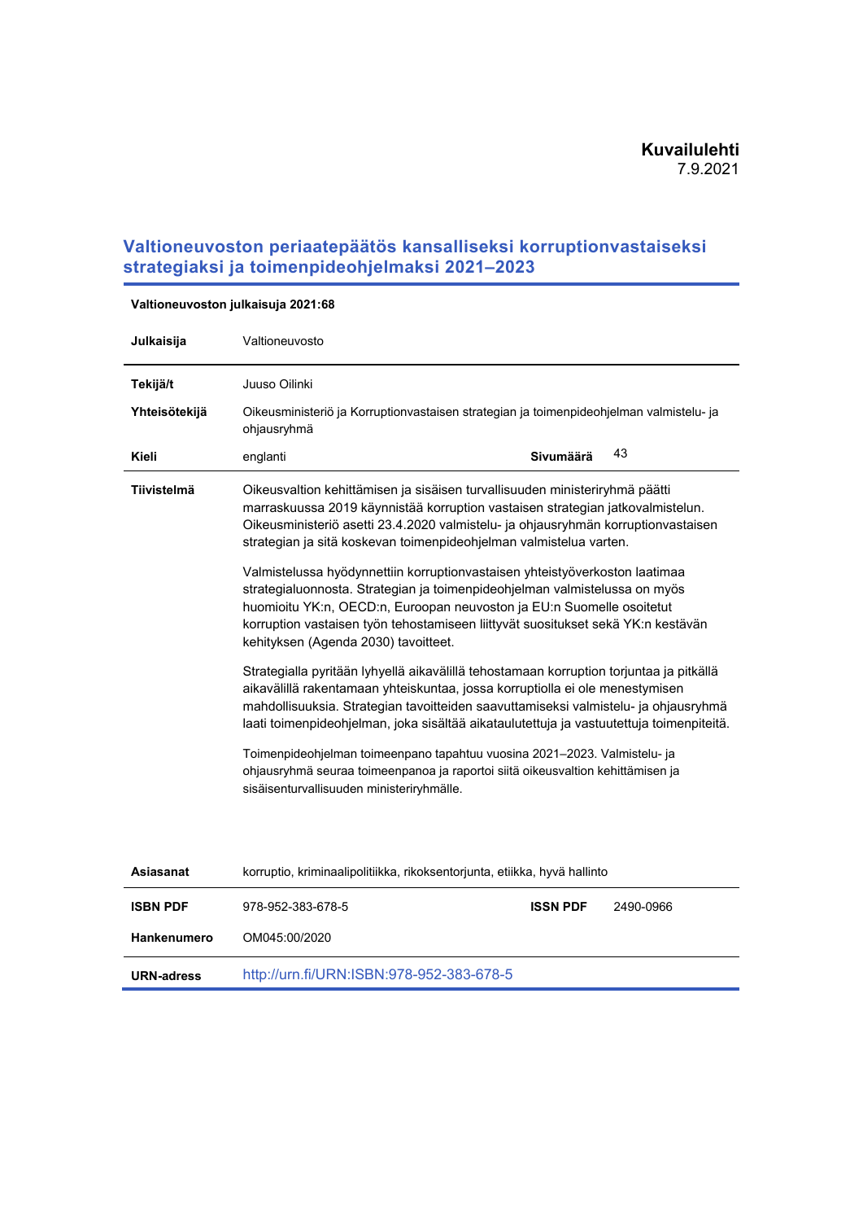**Kuvailulehti**
7.9.2021

# Valtioneuvoston periaatepäätös kansalliseksi korruptionvastaiseksi strategiaksi ja toimenpideohjelmaksi 2021–2023

**Valtioneuvoston julkaisuja 2021:68**

| | | | |
|---|---|---|---|
| **Julkaisija** | Valtioneuvosto | | |
| **Tekijä/t** | Juuso Oilinki | | |
| **Yhteisötekijä** | Oikeusministeriö ja Korruptionvastaisen strategian ja toimenpideohjelman valmistelu- ja ohjausryhmä | | |
| **Kieli** | englanti | **Sivumäärä** | 43 |

**Tiivistelmä**

Oikeusvaltion kehittämisen ja sisäisen turvallisuuden ministeriryhmä päätti marraskuussa 2019 käynnistää korruption vastaisen strategian jatkovalmistelun. Oikeusministeriö asetti 23.4.2020 valmistelu- ja ohjausryhmän korruptionvastaisen strategian ja sitä koskevan toimenpideohjelman valmistelua varten.

Valmistelussa hyödynnettiin korruptionvastaisen yhteistyöverkoston laatimaa strategialuonnosta. Strategian ja toimenpideohjelman valmistelussa on myös huomioitu YK:n, OECD:n, Euroopan neuvoston ja EU:n Suomelle osoitetut korruption vastaisen työn tehostamiseen liittyvät suositukset sekä YK:n kestävän kehityksen (Agenda 2030) tavoitteet.

Strategialla pyritään lyhyellä aikavälillä tehostamaan korruption torjuntaa ja pitkällä aikavälillä rakentamaan yhteiskuntaa, jossa korruptiolla ei ole menestymisen mahdollisuuksia. Strategian tavoitteiden saavuttamiseksi valmistelu- ja ohjausryhmä laati toimenpideohjelman, joka sisältää aikataulutettuja ja vastuutettuja toimenpiteitä.

Toimenpideohjelman toimeenpano tapahtuu vuosina 2021–2023. Valmistelu- ja ohjausryhmä seuraa toimeenpanoa ja raportoi siitä oikeusvaltion kehittämisen ja sisäisenturvallisuuden ministeriryhmälle.

| | | | |
|---|---|---|---|
| **Asiasanat** | korruptio, kriminaalipolitiikka, rikoksentorjunta, etiikka, hyvä hallinto | | |
| **ISBN PDF** | 978-952-383-678-5 | **ISSN PDF** | 2490-0966 |
| **Hankenumero** | OM045:00/2020 | | |
| **URN-adress** | http://urn.fi/URN:ISBN:978-952-383-678-5 | | |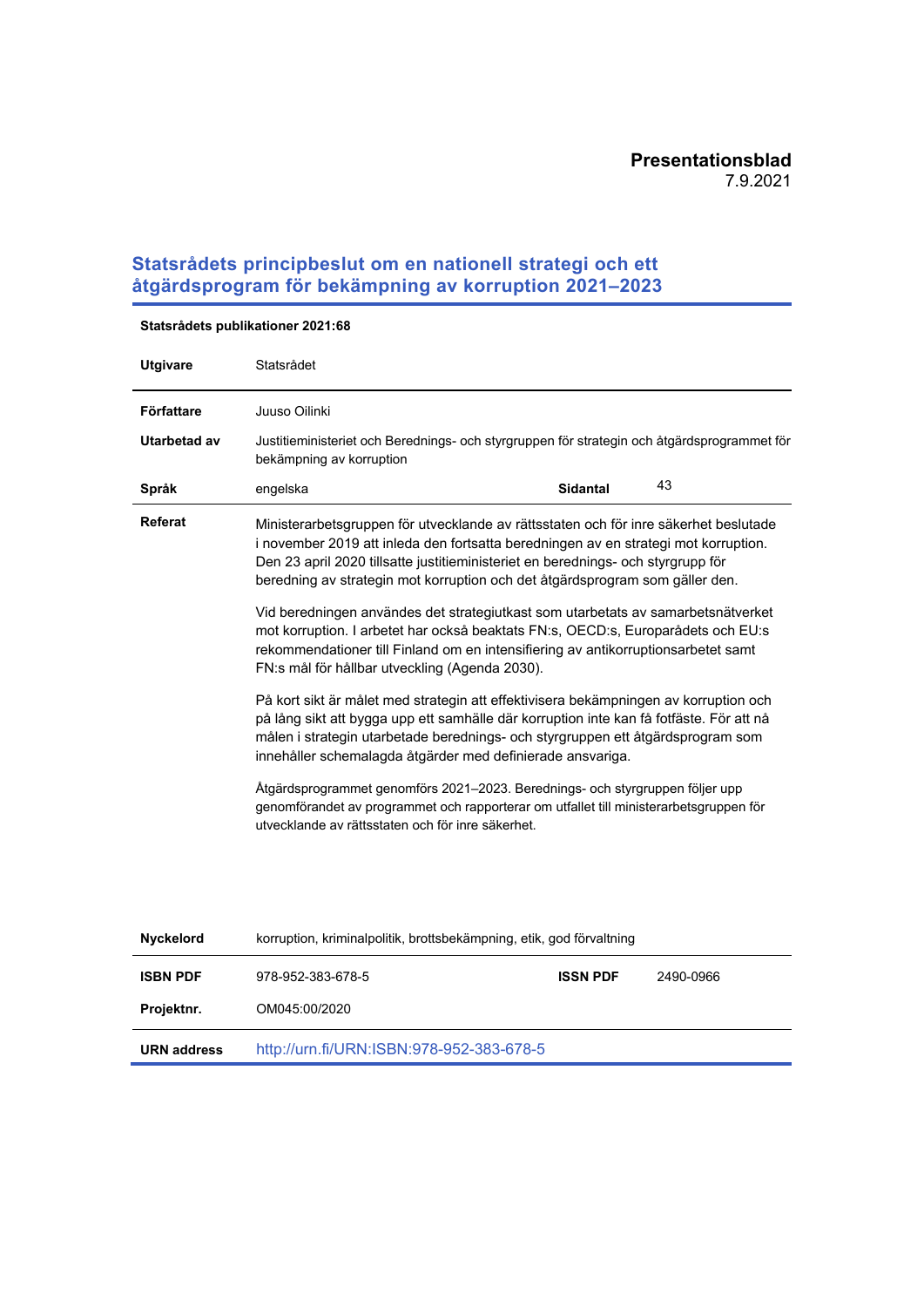**Presentationsblad**
7.9.2021

# Statsrådets principbeslut om en nationell strategi och ett åtgärdsprogram för bekämpning av korruption 2021–2023

**Statsrådets publikationer 2021:68**

| | | | |
|---|---|---|---|
| **Utgivare** | Statsrådet | | |
| **Författare** | Juuso Oilinki | | |
| **Utarbetad av** | Justitieministeriet och Berednings- och styrgruppen för strategin och åtgärdsprogrammet för bekämpning av korruption | | |
| **Språk** | engelska | **Sidantal** | 43 |

**Referat**

Ministerarbetsgruppen för utvecklande av rättsstaten och för inre säkerhet beslutade i november 2019 att inleda den fortsatta beredningen av en strategi mot korruption. Den 23 april 2020 tillsatte justitieministeriet en berednings- och styrgrupp för beredning av strategin mot korruption och det åtgärdsprogram som gäller den.

Vid beredningen användes det strategiutkast som utarbetats av samarbetsnätverket mot korruption. I arbetet har också beaktats FN:s, OECD:s, Europarådets och EU:s rekommendationer till Finland om en intensifiering av antikorruptionsarbetet samt FN:s mål för hållbar utveckling (Agenda 2030).

På kort sikt är målet med strategin att effektivisera bekämpningen av korruption och på lång sikt att bygga upp ett samhälle där korruption inte kan få fotfäste. För att nå målen i strategin utarbetade berednings- och styrgruppen ett åtgärdsprogram som innehåller schemalagda åtgärder med definierade ansvariga.

Åtgärdsprogrammet genomförs 2021–2023. Berednings- och styrgruppen följer upp genomförandet av programmet och rapporterar om utfallet till ministerarbetsgruppen för utvecklande av rättsstaten och för inre säkerhet.

| | | | |
|---|---|---|---|
| **Nyckelord** | korruption, kriminalpolitik, brottsbekämpning, etik, god förvaltning | | |
| **ISBN PDF** | 978-952-383-678-5 | **ISSN PDF** | 2490-0966 |
| **Projektnr.** | OM045:00/2020 | | |
| **URN address** | http://urn.fi/URN:ISBN:978-952-383-678-5 | | |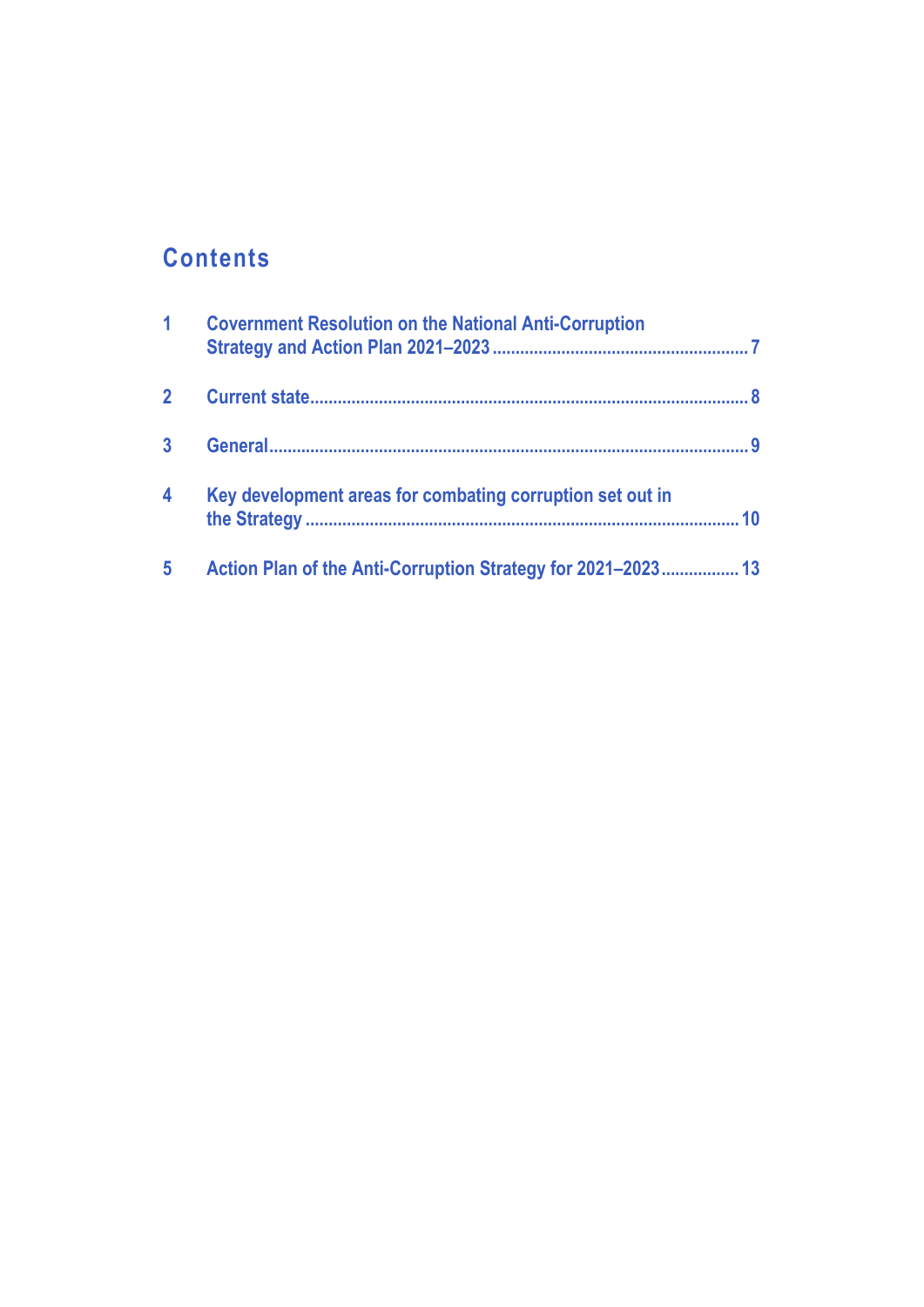# Contents

| | | |
|---|---|---|
| 1 | Covernment Resolution on the National Anti-Corruption Strategy and Action Plan 2021–2023 | 7 |
| 2 | Current state | 8 |
| 3 | General | 9 |
| 4 | Key development areas for combating corruption set out in the Strategy | 10 |
| 5 | Action Plan of the Anti-Corruption Strategy for 2021–2023 | 13 |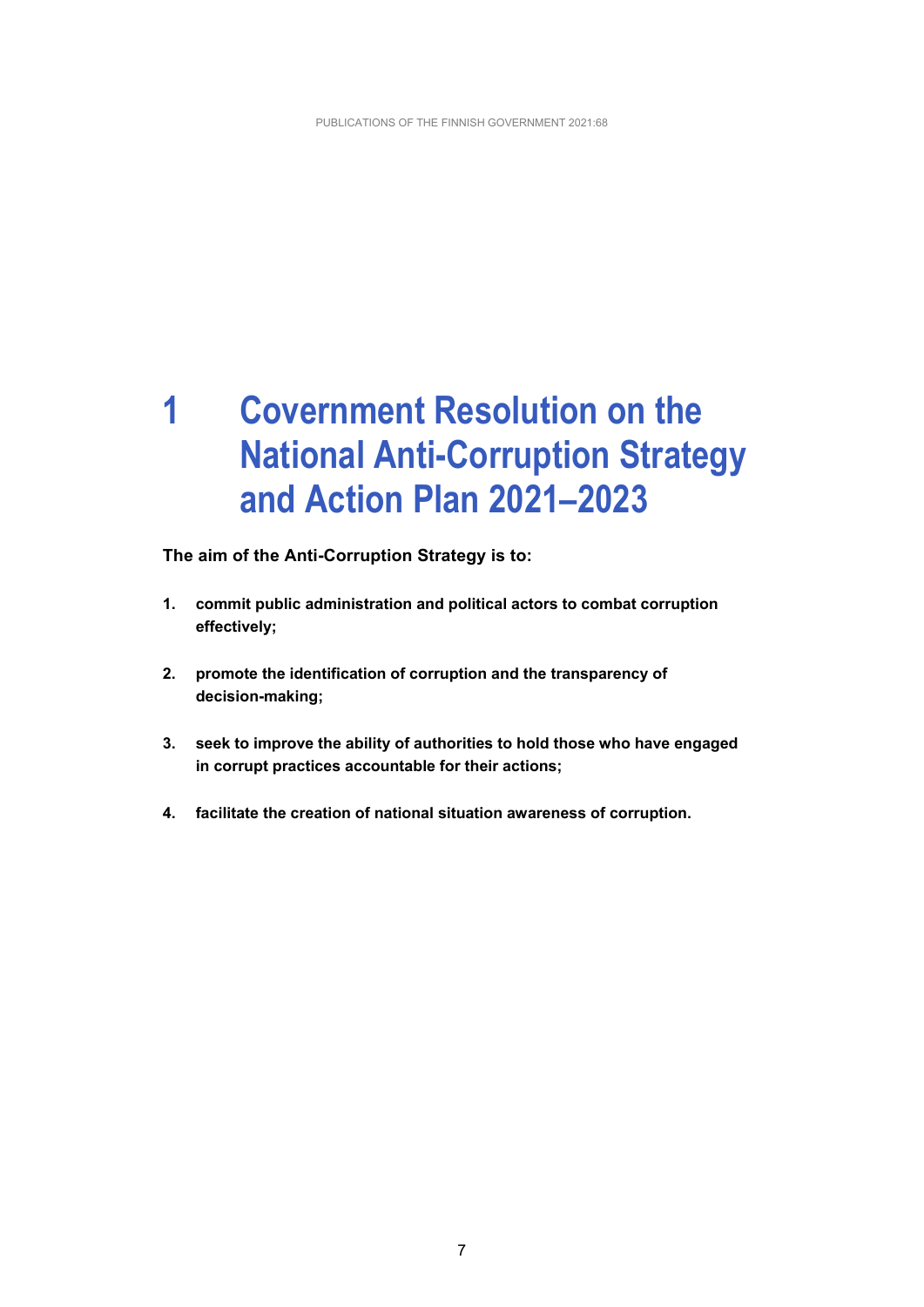# 1 Covernment Resolution on the National Anti-Corruption Strategy and Action Plan 2021–2023

**The aim of the Anti-Corruption Strategy is to:**

1. **commit public administration and political actors to combat corruption effectively;**

2. **promote the identification of corruption and the transparency of decision-making;**

3. **seek to improve the ability of authorities to hold those who have engaged in corrupt practices accountable for their actions;**

4. **facilitate the creation of national situation awareness of corruption.**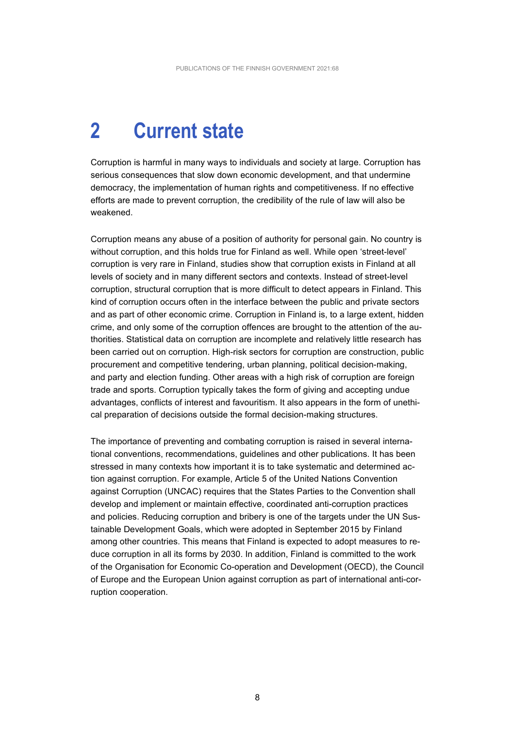# 2 Current state

Corruption is harmful in many ways to individuals and society at large. Corruption has serious consequences that slow down economic development, and that undermine democracy, the implementation of human rights and competitiveness. If no effective efforts are made to prevent corruption, the credibility of the rule of law will also be weakened.

Corruption means any abuse of a position of authority for personal gain. No country is without corruption, and this holds true for Finland as well. While open 'street-level' corruption is very rare in Finland, studies show that corruption exists in Finland at all levels of society and in many different sectors and contexts. Instead of street-level corruption, structural corruption that is more difficult to detect appears in Finland. This kind of corruption occurs often in the interface between the public and private sectors and as part of other economic crime. Corruption in Finland is, to a large extent, hidden crime, and only some of the corruption offences are brought to the attention of the authorities. Statistical data on corruption are incomplete and relatively little research has been carried out on corruption. High-risk sectors for corruption are construction, public procurement and competitive tendering, urban planning, political decision-making, and party and election funding. Other areas with a high risk of corruption are foreign trade and sports. Corruption typically takes the form of giving and accepting undue advantages, conflicts of interest and favouritism. It also appears in the form of unethical preparation of decisions outside the formal decision-making structures.

The importance of preventing and combating corruption is raised in several international conventions, recommendations, guidelines and other publications. It has been stressed in many contexts how important it is to take systematic and determined action against corruption. For example, Article 5 of the United Nations Convention against Corruption (UNCAC) requires that the States Parties to the Convention shall develop and implement or maintain effective, coordinated anti-corruption practices and policies. Reducing corruption and bribery is one of the targets under the UN Sustainable Development Goals, which were adopted in September 2015 by Finland among other countries. This means that Finland is expected to adopt measures to reduce corruption in all its forms by 2030. In addition, Finland is committed to the work of the Organisation for Economic Co-operation and Development (OECD), the Council of Europe and the European Union against corruption as part of international anti-corruption cooperation.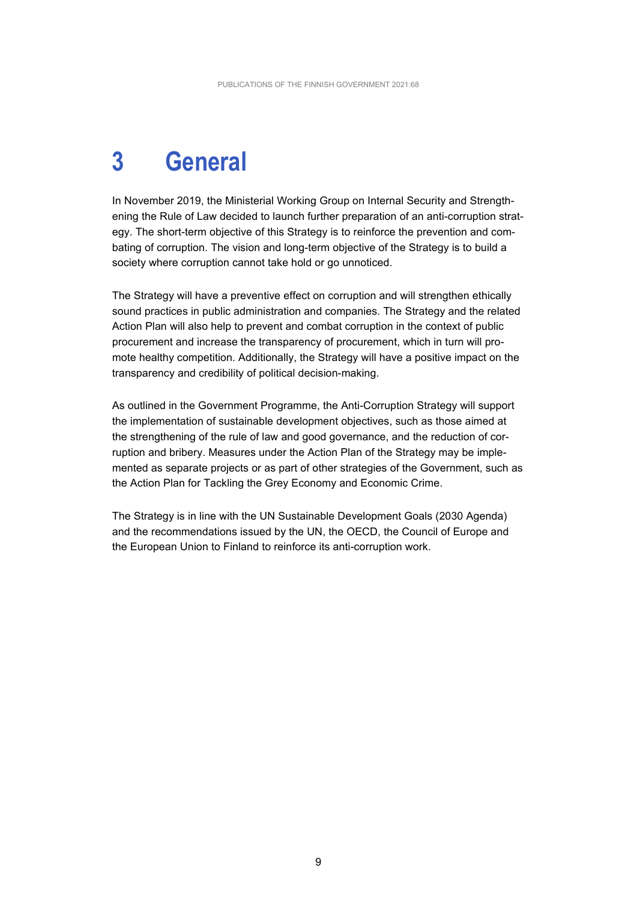# 3 General

In November 2019, the Ministerial Working Group on Internal Security and Strengthening the Rule of Law decided to launch further preparation of an anti-corruption strategy. The short-term objective of this Strategy is to reinforce the prevention and combating of corruption. The vision and long-term objective of the Strategy is to build a society where corruption cannot take hold or go unnoticed.

The Strategy will have a preventive effect on corruption and will strengthen ethically sound practices in public administration and companies. The Strategy and the related Action Plan will also help to prevent and combat corruption in the context of public procurement and increase the transparency of procurement, which in turn will promote healthy competition. Additionally, the Strategy will have a positive impact on the transparency and credibility of political decision-making.

As outlined in the Government Programme, the Anti-Corruption Strategy will support the implementation of sustainable development objectives, such as those aimed at the strengthening of the rule of law and good governance, and the reduction of corruption and bribery. Measures under the Action Plan of the Strategy may be implemented as separate projects or as part of other strategies of the Government, such as the Action Plan for Tackling the Grey Economy and Economic Crime.

The Strategy is in line with the UN Sustainable Development Goals (2030 Agenda) and the recommendations issued by the UN, the OECD, the Council of Europe and the European Union to Finland to reinforce its anti-corruption work.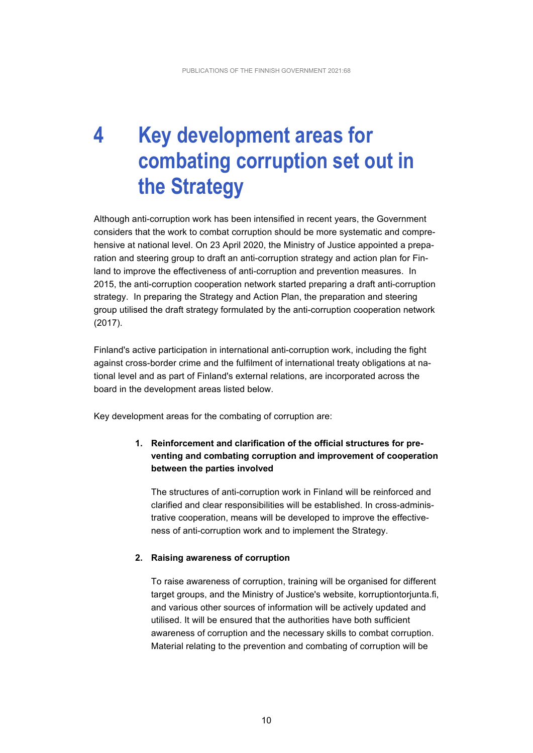# 4 Key development areas for combating corruption set out in the Strategy

Although anti-corruption work has been intensified in recent years, the Government considers that the work to combat corruption should be more systematic and comprehensive at national level. On 23 April 2020, the Ministry of Justice appointed a preparation and steering group to draft an anti-corruption strategy and action plan for Finland to improve the effectiveness of anti-corruption and prevention measures. In 2015, the anti-corruption cooperation network started preparing a draft anti-corruption strategy. In preparing the Strategy and Action Plan, the preparation and steering group utilised the draft strategy formulated by the anti-corruption cooperation network (2017).

Finland's active participation in international anti-corruption work, including the fight against cross-border crime and the fulfilment of international treaty obligations at national level and as part of Finland's external relations, are incorporated across the board in the development areas listed below.

Key development areas for the combating of corruption are:

1. **Reinforcement and clarification of the official structures for preventing and combating corruption and improvement of cooperation between the parties involved**

   The structures of anti-corruption work in Finland will be reinforced and clarified and clear responsibilities will be established. In cross-administrative cooperation, means will be developed to improve the effectiveness of anti-corruption work and to implement the Strategy.

2. **Raising awareness of corruption**

   To raise awareness of corruption, training will be organised for different target groups, and the Ministry of Justice's website, korruptiontorjunta.fi, and various other sources of information will be actively updated and utilised. It will be ensured that the authorities have both sufficient awareness of corruption and the necessary skills to combat corruption. Material relating to the prevention and combating of corruption will be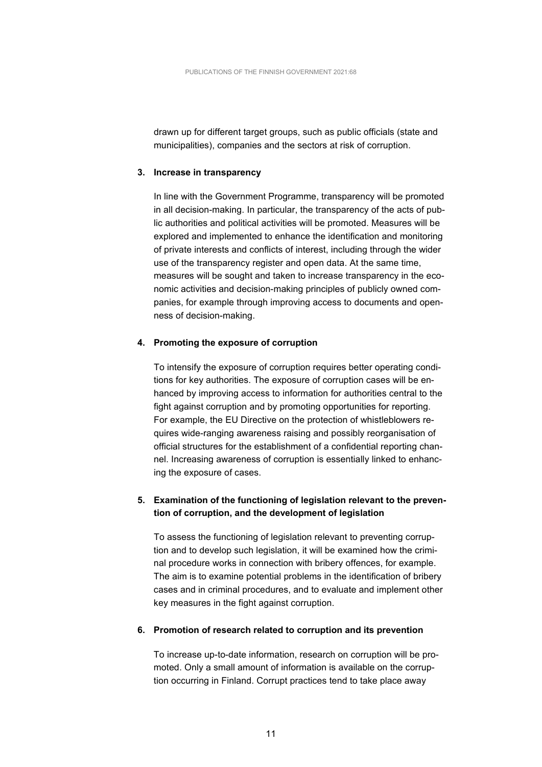drawn up for different target groups, such as public officials (state and municipalities), companies and the sectors at risk of corruption.

3. **Increase in transparency**

   In line with the Government Programme, transparency will be promoted in all decision-making. In particular, the transparency of the acts of public authorities and political activities will be promoted. Measures will be explored and implemented to enhance the identification and monitoring of private interests and conflicts of interest, including through the wider use of the transparency register and open data. At the same time, measures will be sought and taken to increase transparency in the economic activities and decision-making principles of publicly owned companies, for example through improving access to documents and openness of decision-making.

4. **Promoting the exposure of corruption**

   To intensify the exposure of corruption requires better operating conditions for key authorities. The exposure of corruption cases will be enhanced by improving access to information for authorities central to the fight against corruption and by promoting opportunities for reporting. For example, the EU Directive on the protection of whistleblowers requires wide-ranging awareness raising and possibly reorganisation of official structures for the establishment of a confidential reporting channel. Increasing awareness of corruption is essentially linked to enhancing the exposure of cases.

5. **Examination of the functioning of legislation relevant to the prevention of corruption, and the development of legislation**

   To assess the functioning of legislation relevant to preventing corruption and to develop such legislation, it will be examined how the criminal procedure works in connection with bribery offences, for example. The aim is to examine potential problems in the identification of bribery cases and in criminal procedures, and to evaluate and implement other key measures in the fight against corruption.

6. **Promotion of research related to corruption and its prevention**

   To increase up-to-date information, research on corruption will be promoted. Only a small amount of information is available on the corruption occurring in Finland. Corrupt practices tend to take place away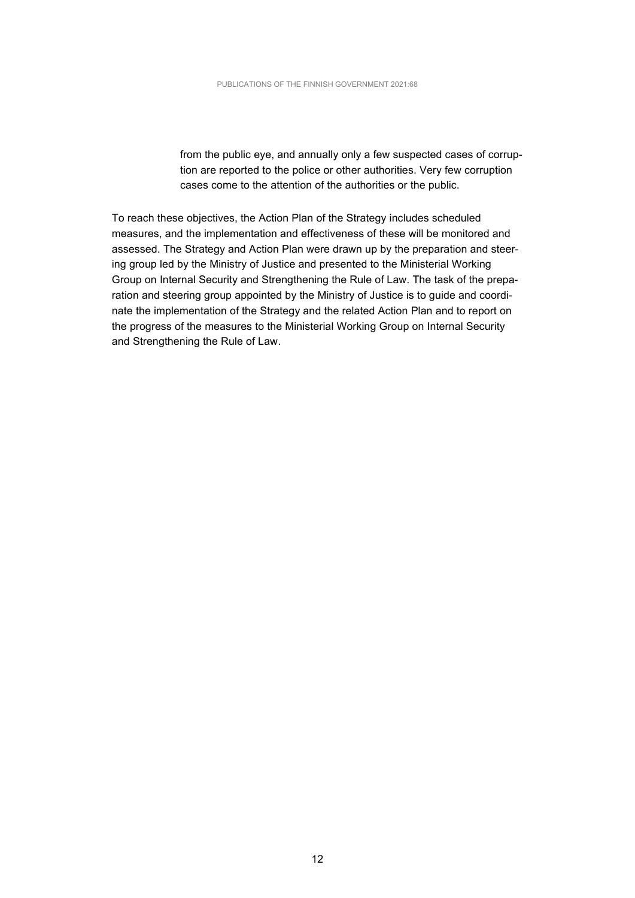from the public eye, and annually only a few suspected cases of corruption are reported to the police or other authorities. Very few corruption cases come to the attention of the authorities or the public.

To reach these objectives, the Action Plan of the Strategy includes scheduled measures, and the implementation and effectiveness of these will be monitored and assessed. The Strategy and Action Plan were drawn up by the preparation and steering group led by the Ministry of Justice and presented to the Ministerial Working Group on Internal Security and Strengthening the Rule of Law. The task of the preparation and steering group appointed by the Ministry of Justice is to guide and coordinate the implementation of the Strategy and the related Action Plan and to report on the progress of the measures to the Ministerial Working Group on Internal Security and Strengthening the Rule of Law.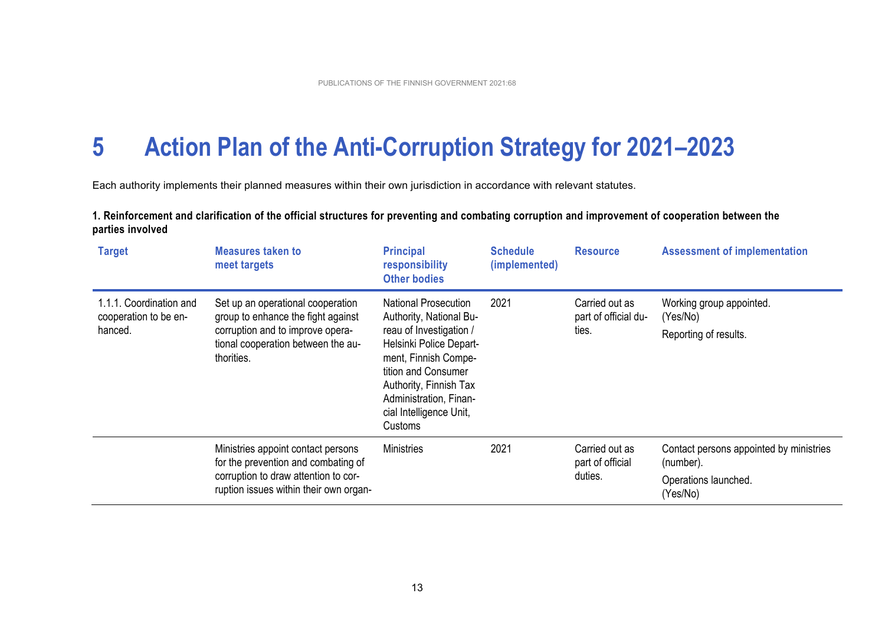# 5 Action Plan of the Anti-Corruption Strategy for 2021–2023

Each authority implements their planned measures within their own jurisdiction in accordance with relevant statutes.

**1. Reinforcement and clarification of the official structures for preventing and combating corruption and improvement of cooperation between the parties involved**

| Target | Measures taken to meet targets | Principal responsibility Other bodies | Schedule (implemented) | Resource | Assessment of implementation |
|---|---|---|---|---|---|
| 1.1.1. Coordination and cooperation to be enhanced. | Set up an operational cooperation group to enhance the fight against corruption and to improve operational cooperation between the authorities. | National Prosecution Authority, National Bureau of Investigation / Helsinki Police Department, Finnish Competition and Consumer Authority, Finnish Tax Administration, Financial Intelligence Unit, Customs | 2021 | Carried out as part of official duties. | Working group appointed. (Yes/No)<br>Reporting of results. |
| | Ministries appoint contact persons for the prevention and combating of corruption to draw attention to corruption issues within their own organ- | Ministries | 2021 | Carried out as part of official duties. | Contact persons appointed by ministries (number).<br>Operations launched. (Yes/No) |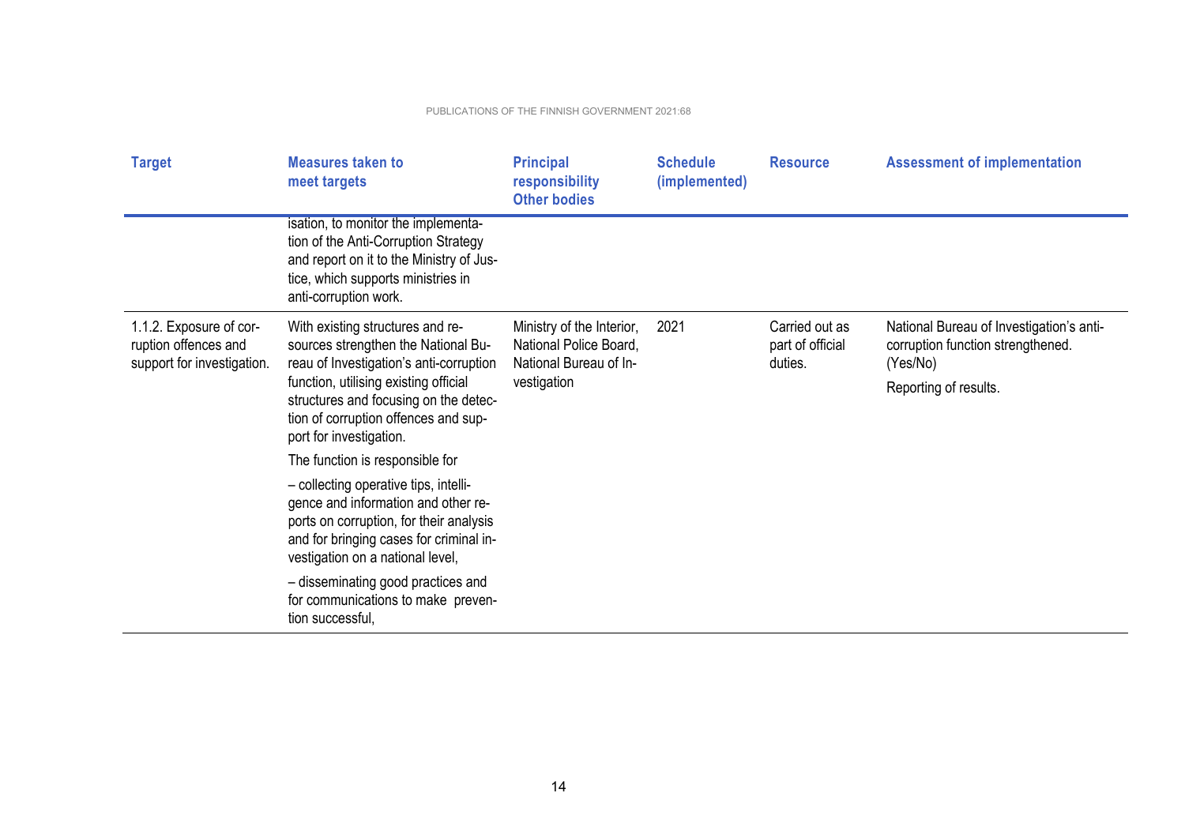| Target | Measures taken to meet targets | Principal responsibility Other bodies | Schedule (implemented) | Resource | Assessment of implementation |
|---|---|---|---|---|---|
| | isation, to monitor the implementation of the Anti-Corruption Strategy and report on it to the Ministry of Justice, which supports ministries in anti-corruption work. | | | | |
| 1.1.2. Exposure of corruption offences and support for investigation. | With existing structures and resources strengthen the National Bureau of Investigation's anti-corruption function, utilising existing official structures and focusing on the detection of corruption offences and support for investigation.<br><br>The function is responsible for<br><br>– collecting operative tips, intelligence and information and other reports on corruption, for their analysis and for bringing cases for criminal investigation on a national level,<br><br>– disseminating good practices and for communications to make prevention successful, | Ministry of the Interior, National Police Board, National Bureau of Investigation | 2021 | Carried out as part of official duties. | National Bureau of Investigation's anti-corruption function strengthened. (Yes/No)<br><br>Reporting of results. |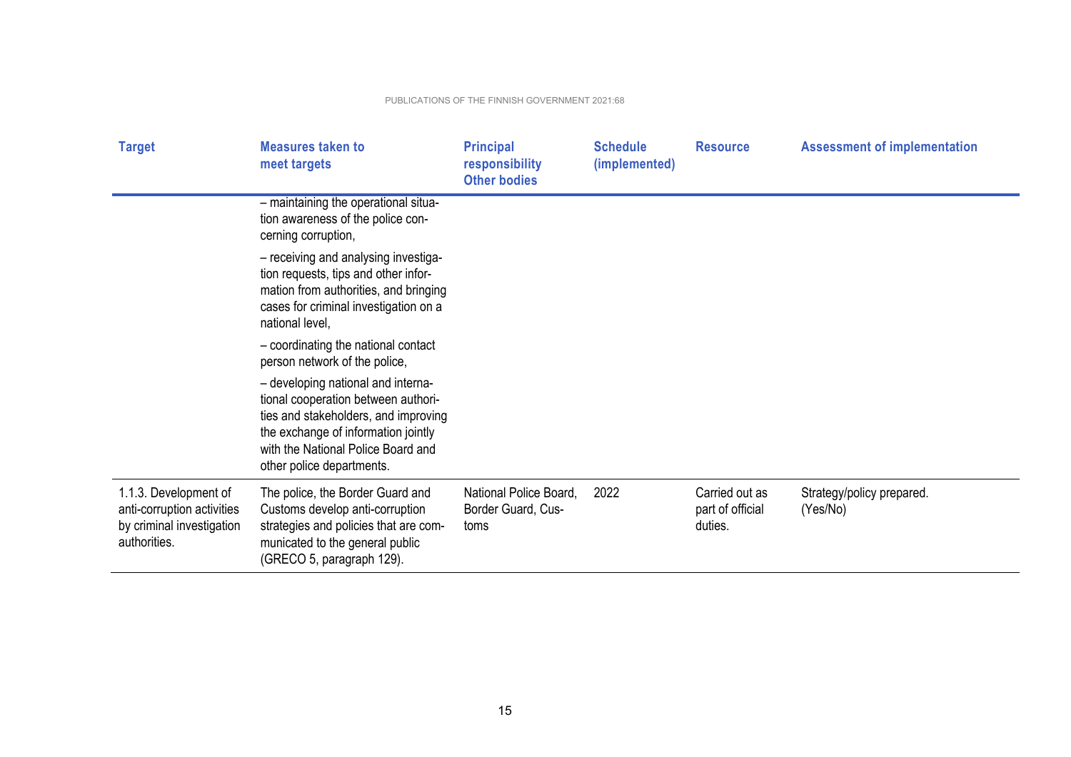| Target | Measures taken to meet targets | Principal responsibility Other bodies | Schedule (implemented) | Resource | Assessment of implementation |
|---|---|---|---|---|---|
| | – maintaining the operational situation awareness of the police concerning corruption,<br><br>– receiving and analysing investigation requests, tips and other information from authorities, and bringing cases for criminal investigation on a national level,<br><br>– coordinating the national contact person network of the police,<br><br>– developing national and international cooperation between authorities and stakeholders, and improving the exchange of information jointly with the National Police Board and other police departments. | | | | |
| 1.1.3. Development of anti-corruption activities by criminal investigation authorities. | The police, the Border Guard and Customs develop anti-corruption strategies and policies that are communicated to the general public (GRECO 5, paragraph 129). | National Police Board, Border Guard, Customs | 2022 | Carried out as part of official duties. | Strategy/policy prepared. (Yes/No) |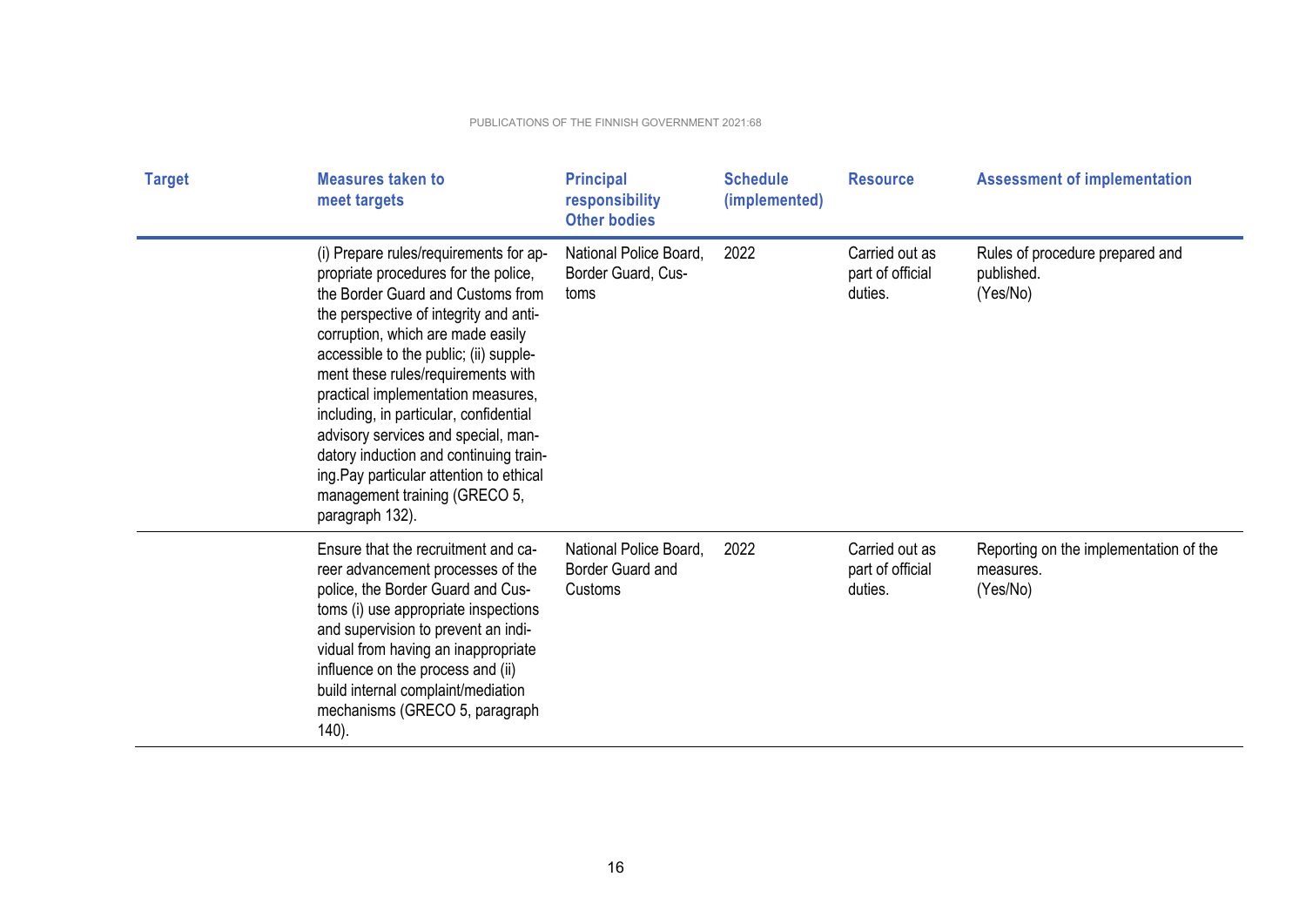| Target | Measures taken to meet targets | Principal responsibility Other bodies | Schedule (implemented) | Resource | Assessment of implementation |
|---|---|---|---|---|---|
| | (i) Prepare rules/requirements for appropriate procedures for the police, the Border Guard and Customs from the perspective of integrity and anti-corruption, which are made easily accessible to the public; (ii) supplement these rules/requirements with practical implementation measures, including, in particular, confidential advisory services and special, mandatory induction and continuing training.Pay particular attention to ethical management training (GRECO 5, paragraph 132). | National Police Board, Border Guard, Customs | 2022 | Carried out as part of official duties. | Rules of procedure prepared and published. (Yes/No) |
| | Ensure that the recruitment and career advancement processes of the police, the Border Guard and Customs (i) use appropriate inspections and supervision to prevent an individual from having an inappropriate influence on the process and (ii) build internal complaint/mediation mechanisms (GRECO 5, paragraph 140). | National Police Board, Border Guard and Customs | 2022 | Carried out as part of official duties. | Reporting on the implementation of the measures. (Yes/No) |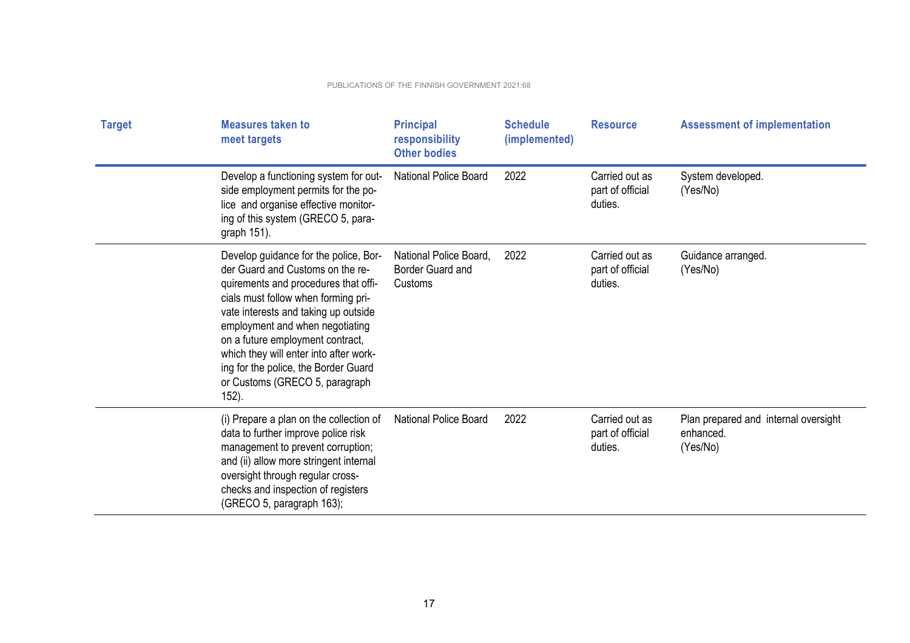| Target | Measures taken to meet targets | Principal responsibility Other bodies | Schedule (implemented) | Resource | Assessment of implementation |
|---|---|---|---|---|---|
| | Develop a functioning system for outside employment permits for the police and organise effective monitoring of this system (GRECO 5, paragraph 151). | National Police Board | 2022 | Carried out as part of official duties. | System developed. (Yes/No) |
| | Develop guidance for the police, Border Guard and Customs on the requirements and procedures that officials must follow when forming private interests and taking up outside employment and when negotiating on a future employment contract, which they will enter into after working for the police, the Border Guard or Customs (GRECO 5, paragraph 152). | National Police Board, Border Guard and Customs | 2022 | Carried out as part of official duties. | Guidance arranged. (Yes/No) |
| | (i) Prepare a plan on the collection of data to further improve police risk management to prevent corruption; and (ii) allow more stringent internal oversight through regular cross-checks and inspection of registers (GRECO 5, paragraph 163); | National Police Board | 2022 | Carried out as part of official duties. | Plan prepared and internal oversight enhanced. (Yes/No) |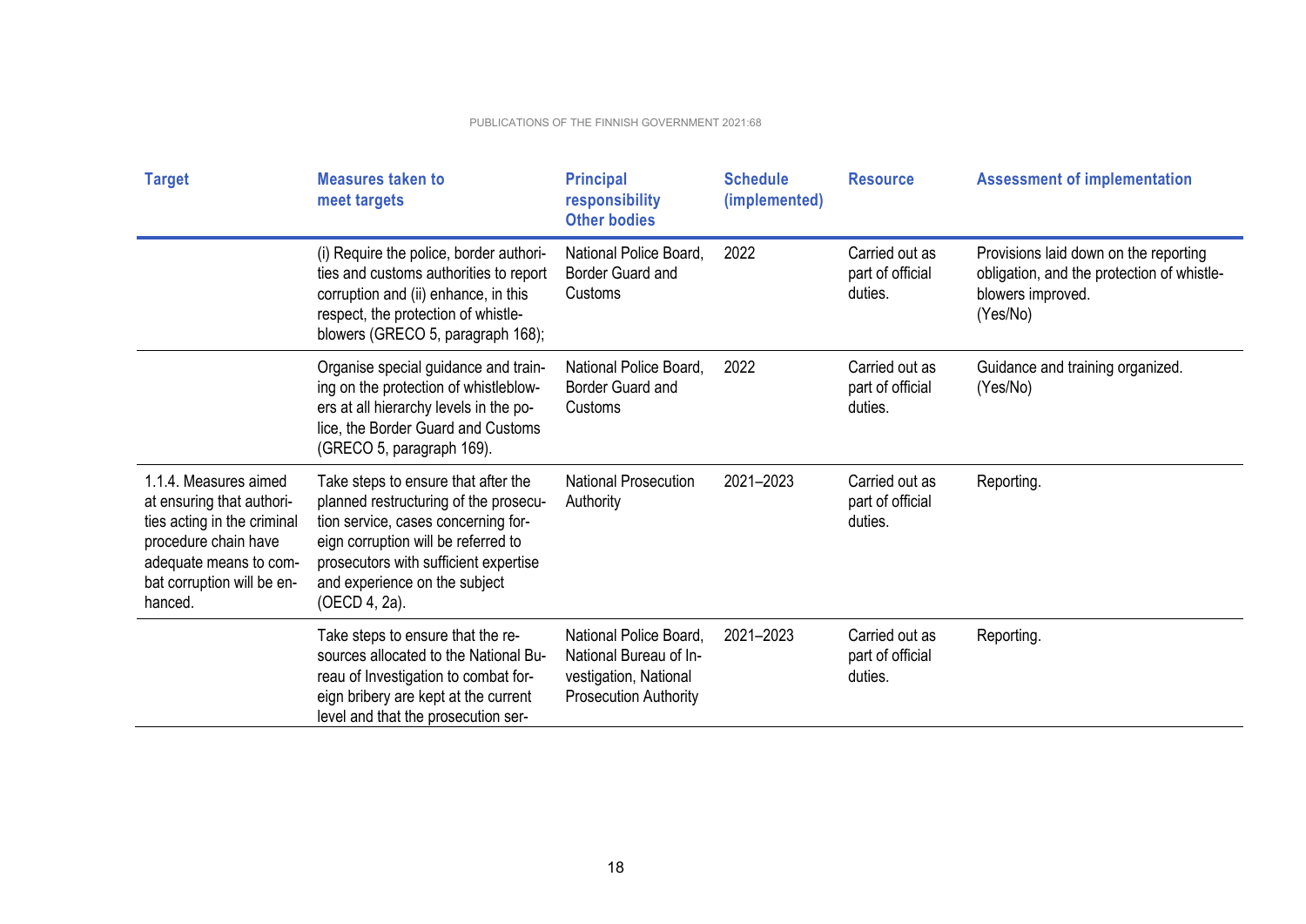| Target | Measures taken to meet targets | Principal responsibility Other bodies | Schedule (implemented) | Resource | Assessment of implementation |
|---|---|---|---|---|---|
| | (i) Require the police, border authorities and customs authorities to report corruption and (ii) enhance, in this respect, the protection of whistle-blowers (GRECO 5, paragraph 168); | National Police Board, Border Guard and Customs | 2022 | Carried out as part of official duties. | Provisions laid down on the reporting obligation, and the protection of whistle-blowers improved. (Yes/No) |
| | Organise special guidance and training on the protection of whistleblowers at all hierarchy levels in the police, the Border Guard and Customs (GRECO 5, paragraph 169). | National Police Board, Border Guard and Customs | 2022 | Carried out as part of official duties. | Guidance and training organized. (Yes/No) |
| 1.1.4. Measures aimed at ensuring that authorities acting in the criminal procedure chain have adequate means to combat corruption will be enhanced. | Take steps to ensure that after the planned restructuring of the prosecution service, cases concerning foreign corruption will be referred to prosecutors with sufficient expertise and experience on the subject (OECD 4, 2a). | National Prosecution Authority | 2021–2023 | Carried out as part of official duties. | Reporting. |
| | Take steps to ensure that the resources allocated to the National Bureau of Investigation to combat foreign bribery are kept at the current level and that the prosecution ser- | National Police Board, National Bureau of Investigation, National Prosecution Authority | 2021–2023 | Carried out as part of official duties. | Reporting. |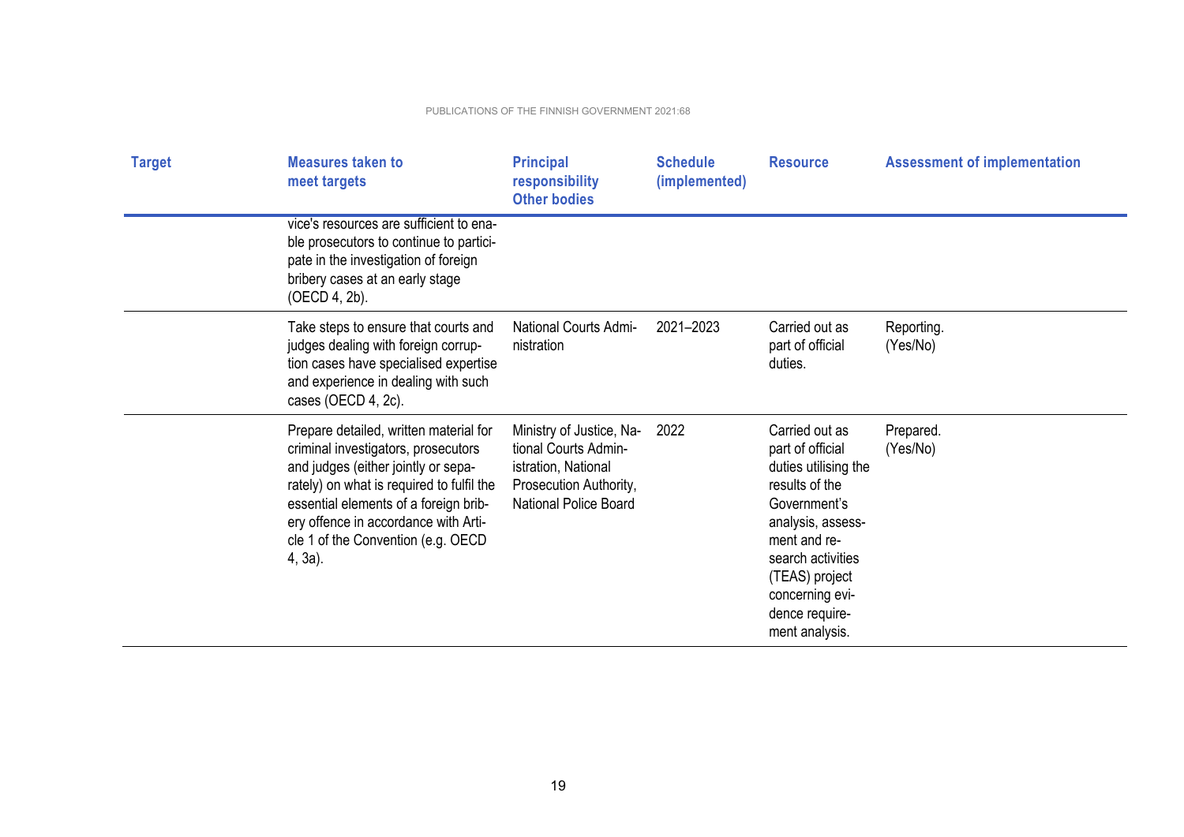| Target | Measures taken to meet targets | Principal responsibility Other bodies | Schedule (implemented) | Resource | Assessment of implementation |
|---|---|---|---|---|---|
| | vice's resources are sufficient to enable prosecutors to continue to participate in the investigation of foreign bribery cases at an early stage (OECD 4, 2b). | | | | |
| | Take steps to ensure that courts and judges dealing with foreign corruption cases have specialised expertise and experience in dealing with such cases (OECD 4, 2c). | National Courts Administration | 2021–2023 | Carried out as part of official duties. | Reporting. (Yes/No) |
| | Prepare detailed, written material for criminal investigators, prosecutors and judges (either jointly or separately) on what is required to fulfil the essential elements of a foreign bribery offence in accordance with Article 1 of the Convention (e.g. OECD 4, 3a). | Ministry of Justice, National Courts Administration, National Prosecution Authority, National Police Board | 2022 | Carried out as part of official duties utilising the results of the Government's analysis, assessment and research activities (TEAS) project concerning evidence requirement analysis. | Prepared. (Yes/No) |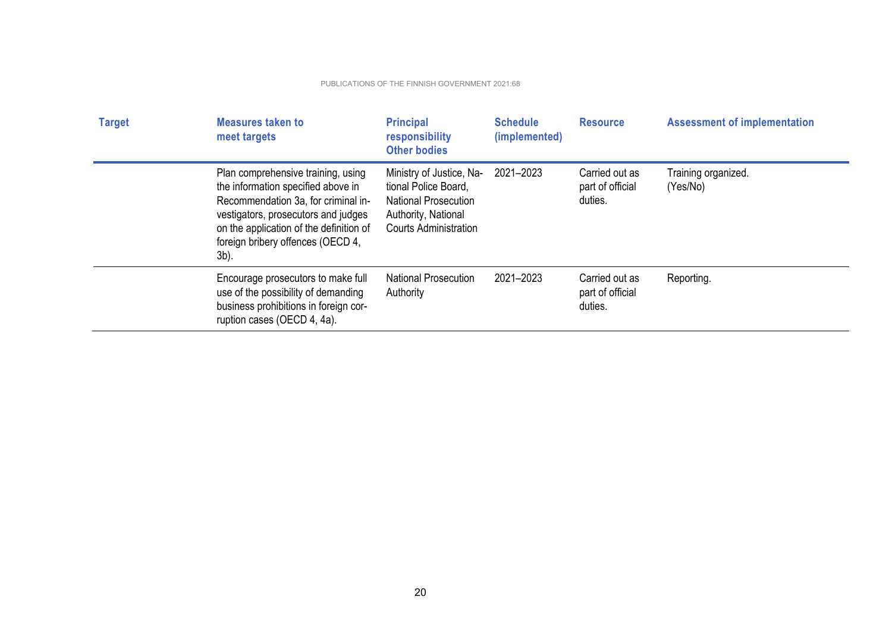| Target | Measures taken to meet targets | Principal responsibility Other bodies | Schedule (implemented) | Resource | Assessment of implementation |
|---|---|---|---|---|---|
| | Plan comprehensive training, using the information specified above in Recommendation 3a, for criminal investigators, prosecutors and judges on the application of the definition of foreign bribery offences (OECD 4, 3b). | Ministry of Justice, National Police Board, National Prosecution Authority, National Courts Administration | 2021–2023 | Carried out as part of official duties. | Training organized. (Yes/No) |
| | Encourage prosecutors to make full use of the possibility of demanding business prohibitions in foreign corruption cases (OECD 4, 4a). | National Prosecution Authority | 2021–2023 | Carried out as part of official duties. | Reporting. |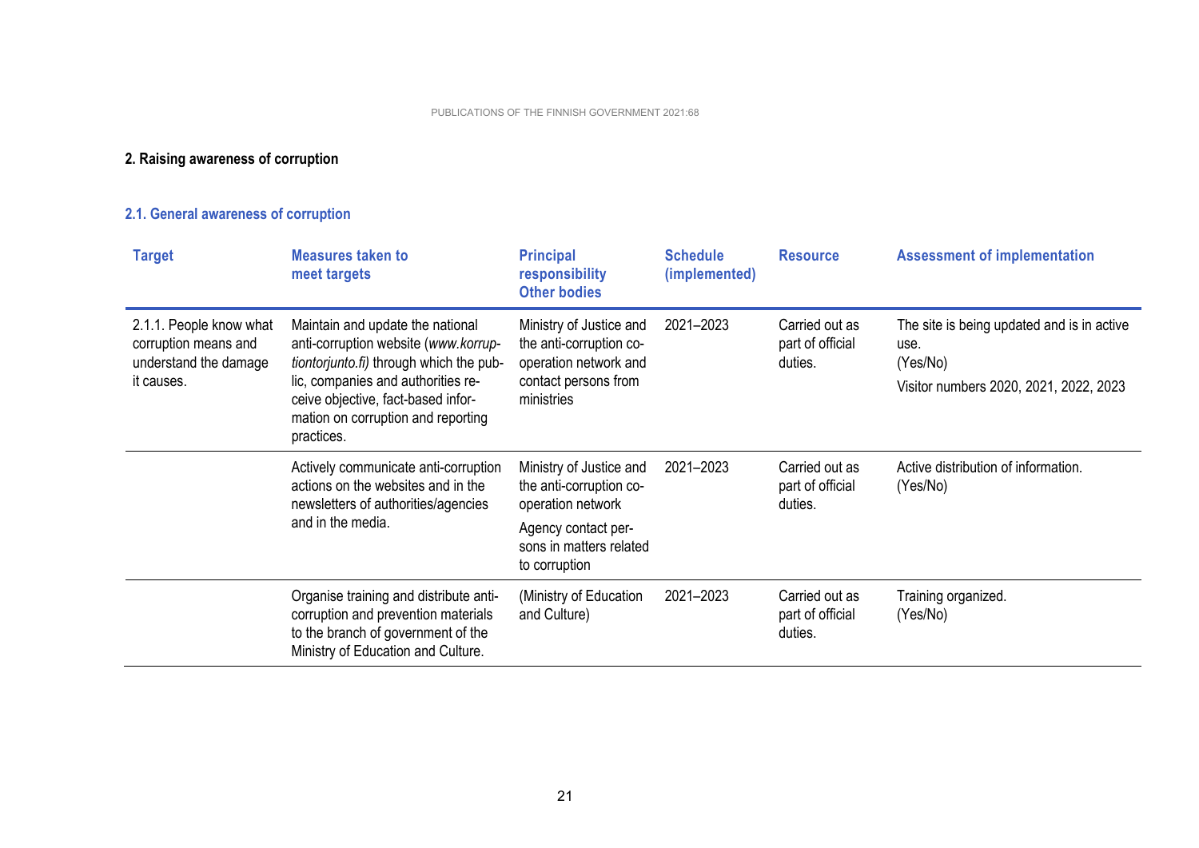## 2. Raising awareness of corruption

### 2.1. General awareness of corruption

| Target | Measures taken to meet targets | Principal responsibility Other bodies | Schedule (implemented) | Resource | Assessment of implementation |
|---|---|---|---|---|---|
| 2.1.1. People know what corruption means and understand the damage it causes. | Maintain and update the national anti-corruption website (*www.korruptiontorjunto.fi)* through which the public, companies and authorities receive objective, fact-based information on corruption and reporting practices. | Ministry of Justice and the anti-corruption co-operation network and contact persons from ministries | 2021–2023 | Carried out as part of official duties. | The site is being updated and is in active use. (Yes/No) Visitor numbers 2020, 2021, 2022, 2023 |
| | Actively communicate anti-corruption actions on the websites and in the newsletters of authorities/agencies and in the media. | Ministry of Justice and the anti-corruption co-operation network Agency contact persons in matters related to corruption | 2021–2023 | Carried out as part of official duties. | Active distribution of information. (Yes/No) |
| | Organise training and distribute anti-corruption and prevention materials to the branch of government of the Ministry of Education and Culture. | (Ministry of Education and Culture) | 2021–2023 | Carried out as part of official duties. | Training organized. (Yes/No) |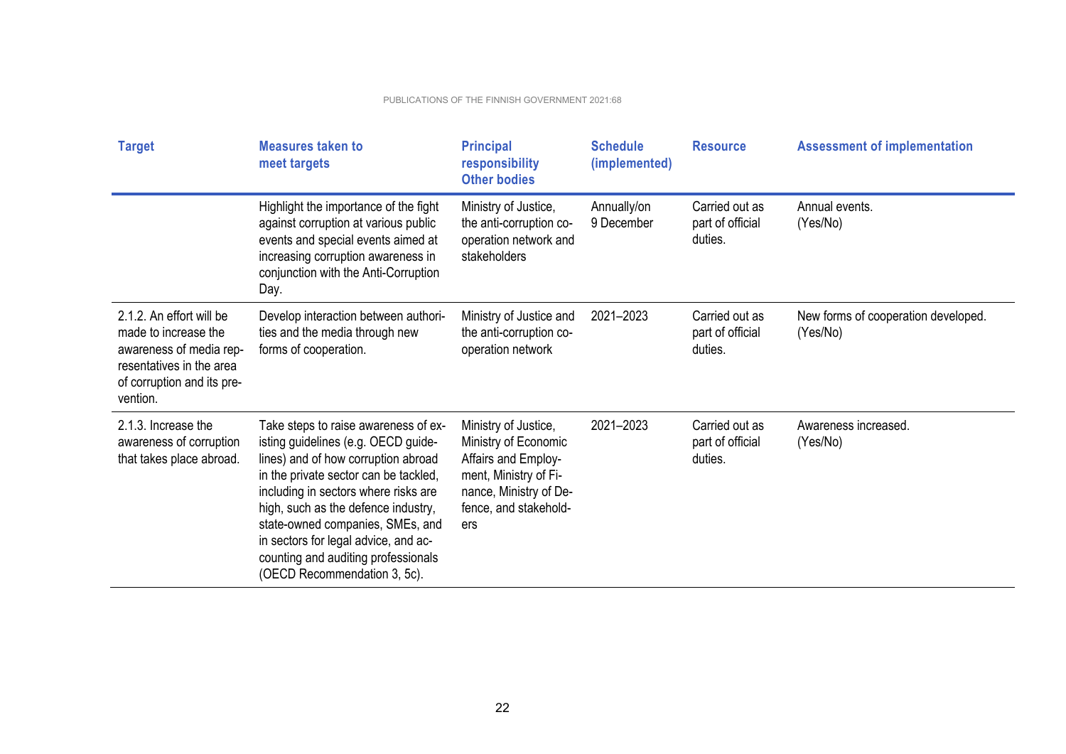| Target | Measures taken to meet targets | Principal responsibility Other bodies | Schedule (implemented) | Resource | Assessment of implementation |
|---|---|---|---|---|---|
| | Highlight the importance of the fight against corruption at various public events and special events aimed at increasing corruption awareness in conjunction with the Anti-Corruption Day. | Ministry of Justice, the anti-corruption co-operation network and stakeholders | Annually/on 9 December | Carried out as part of official duties. | Annual events. (Yes/No) |
| 2.1.2. An effort will be made to increase the awareness of media representatives in the area of corruption and its prevention. | Develop interaction between authorities and the media through new forms of cooperation. | Ministry of Justice and the anti-corruption co-operation network | 2021–2023 | Carried out as part of official duties. | New forms of cooperation developed. (Yes/No) |
| 2.1.3. Increase the awareness of corruption that takes place abroad. | Take steps to raise awareness of existing guidelines (e.g. OECD guidelines) and of how corruption abroad in the private sector can be tackled, including in sectors where risks are high, such as the defence industry, state-owned companies, SMEs, and in sectors for legal advice, and accounting and auditing professionals (OECD Recommendation 3, 5c). | Ministry of Justice, Ministry of Economic Affairs and Employment, Ministry of Finance, Ministry of Defence, and stakeholders | 2021–2023 | Carried out as part of official duties. | Awareness increased. (Yes/No) |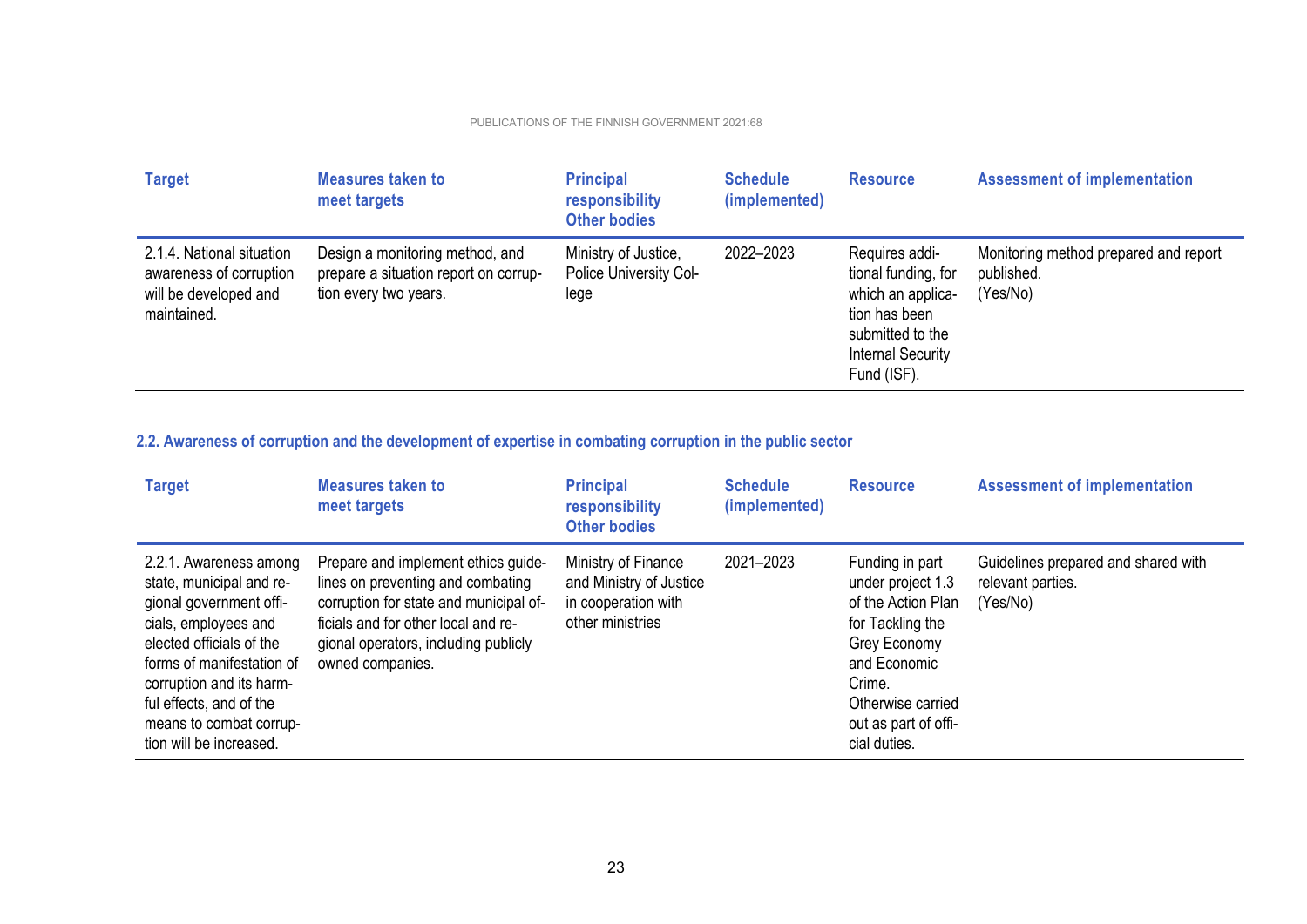| Target | Measures taken to meet targets | Principal responsibility Other bodies | Schedule (implemented) | Resource | Assessment of implementation |
|---|---|---|---|---|---|
| 2.1.4. National situation awareness of corruption will be developed and maintained. | Design a monitoring method, and prepare a situation report on corruption every two years. | Ministry of Justice, Police University College | 2022–2023 | Requires additional funding, for which an application has been submitted to the Internal Security Fund (ISF). | Monitoring method prepared and report published. (Yes/No) |

### 2.2. Awareness of corruption and the development of expertise in combating corruption in the public sector

| Target | Measures taken to meet targets | Principal responsibility Other bodies | Schedule (implemented) | Resource | Assessment of implementation |
|---|---|---|---|---|---|
| 2.2.1. Awareness among state, municipal and regional government officials, employees and elected officials of the forms of manifestation of corruption and its harmful effects, and of the means to combat corruption will be increased. | Prepare and implement ethics guidelines on preventing and combating corruption for state and municipal officials and for other local and regional operators, including publicly owned companies. | Ministry of Finance and Ministry of Justice in cooperation with other ministries | 2021–2023 | Funding in part under project 1.3 of the Action Plan for Tackling the Grey Economy and Economic Crime. Otherwise carried out as part of official duties. | Guidelines prepared and shared with relevant parties. (Yes/No) |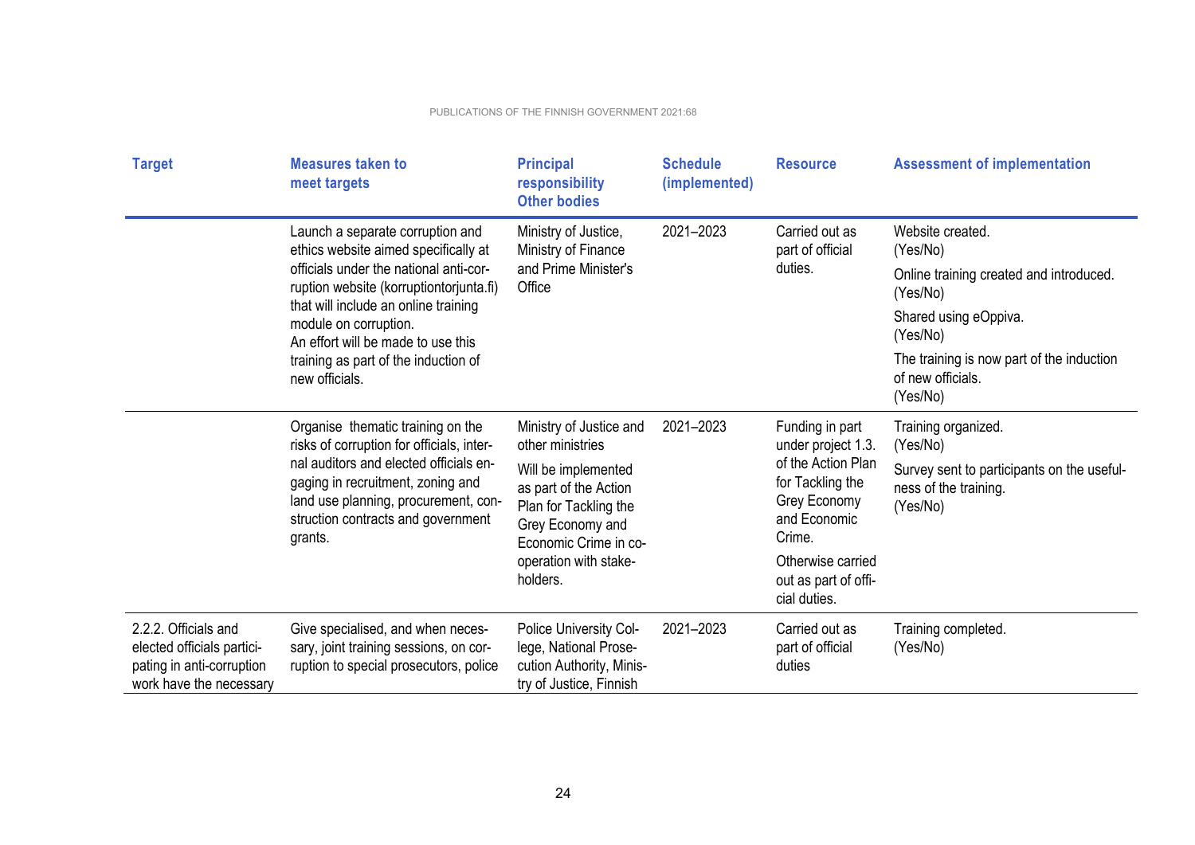| Target | Measures taken to meet targets | Principal responsibility Other bodies | Schedule (implemented) | Resource | Assessment of implementation |
|---|---|---|---|---|---|
| | Launch a separate corruption and ethics website aimed specifically at officials under the national anti-corruption website (korruptiontorjunta.fi) that will include an online training module on corruption.<br>An effort will be made to use this training as part of the induction of new officials. | Ministry of Justice, Ministry of Finance and Prime Minister's Office | 2021–2023 | Carried out as part of official duties. | Website created. (Yes/No)<br>Online training created and introduced. (Yes/No)<br>Shared using eOppiva. (Yes/No)<br>The training is now part of the induction of new officials. (Yes/No) |
| | Organise thematic training on the risks of corruption for officials, internal auditors and elected officials engaging in recruitment, zoning and land use planning, procurement, construction contracts and government grants. | Ministry of Justice and other ministries<br>Will be implemented as part of the Action Plan for Tackling the Grey Economy and Economic Crime in co-operation with stakeholders. | 2021–2023 | Funding in part under project 1.3. of the Action Plan for Tackling the Grey Economy and Economic Crime.<br>Otherwise carried out as part of official duties. | Training organized. (Yes/No)<br>Survey sent to participants on the usefulness of the training. (Yes/No) |
| 2.2.2. Officials and elected officials participating in anti-corruption work have the necessary | Give specialised, and when necessary, joint training sessions, on corruption to special prosecutors, police | Police University College, National Prosecution Authority, Ministry of Justice, Finnish | 2021–2023 | Carried out as part of official duties | Training completed. (Yes/No) |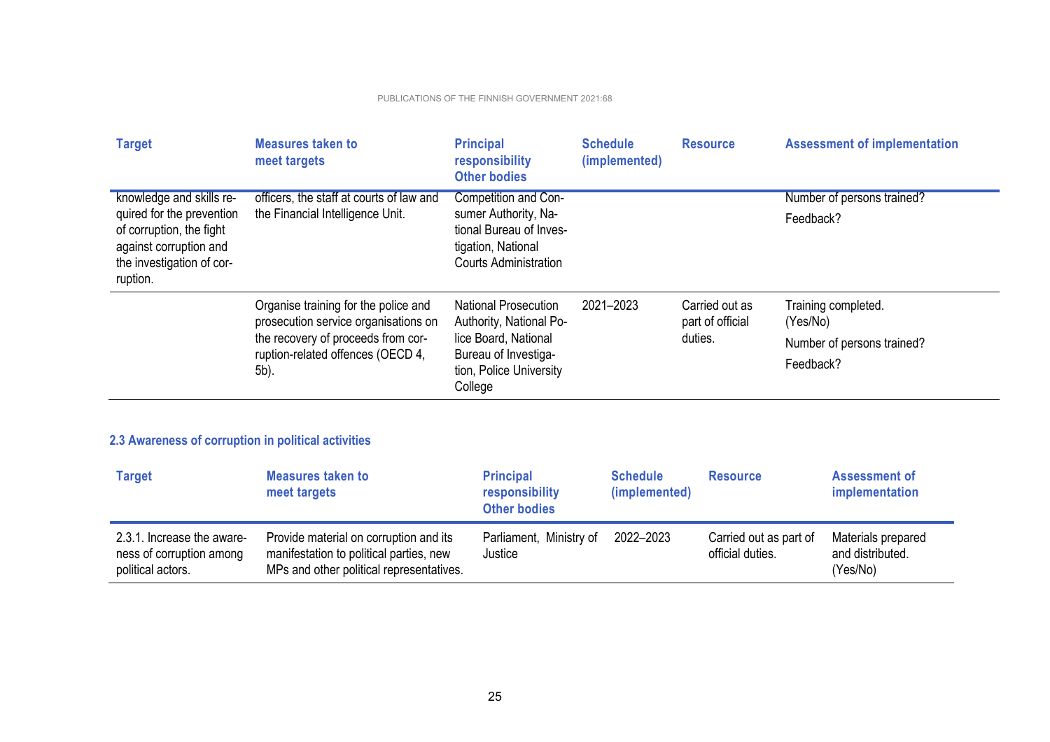| Target | Measures taken to meet targets | Principal responsibility Other bodies | Schedule (implemented) | Resource | Assessment of implementation |
|---|---|---|---|---|---|
| knowledge and skills required for the prevention of corruption, the fight against corruption and the investigation of corruption. | officers, the staff at courts of law and the Financial Intelligence Unit. | Competition and Consumer Authority, National Bureau of Investigation, National Courts Administration | | | Number of persons trained?<br>Feedback? |
| | Organise training for the police and prosecution service organisations on the recovery of proceeds from corruption-related offences (OECD 4, 5b). | National Prosecution Authority, National Police Board, National Bureau of Investigation, Police University College | 2021–2023 | Carried out as part of official duties. | Training completed. (Yes/No)<br>Number of persons trained?<br>Feedback? |

### 2.3 Awareness of corruption in political activities

| Target | Measures taken to meet targets | Principal responsibility Other bodies | Schedule (implemented) | Resource | Assessment of implementation |
|---|---|---|---|---|---|
| 2.3.1. Increase the awareness of corruption among political actors. | Provide material on corruption and its manifestation to political parties, new MPs and other political representatives. | Parliament, Ministry of Justice | 2022–2023 | Carried out as part of official duties. | Materials prepared and distributed. (Yes/No) |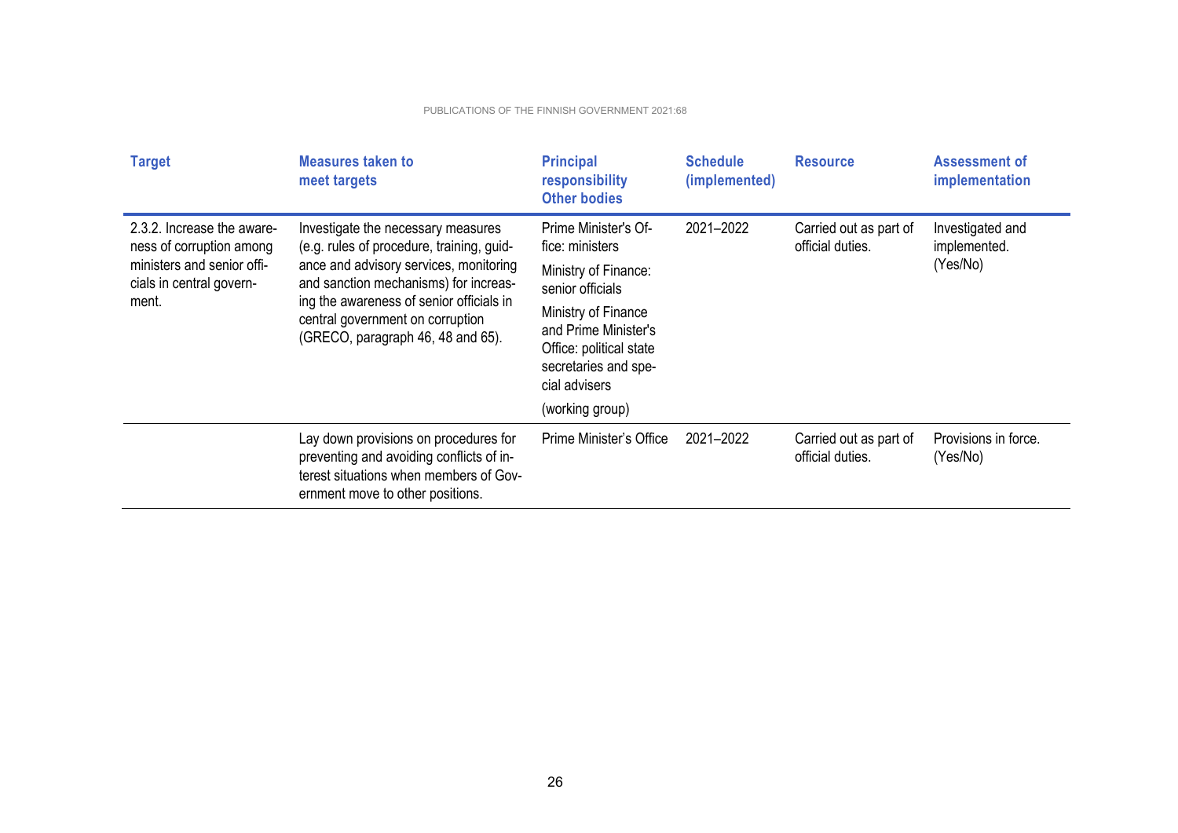| Target | Measures taken to meet targets | Principal responsibility Other bodies | Schedule (implemented) | Resource | Assessment of implementation |
|---|---|---|---|---|---|
| 2.3.2. Increase the awareness of corruption among ministers and senior officials in central government. | Investigate the necessary measures (e.g. rules of procedure, training, guidance and advisory services, monitoring and sanction mechanisms) for increasing the awareness of senior officials in central government on corruption (GRECO, paragraph 46, 48 and 65). | Prime Minister's Office: ministers<br>Ministry of Finance: senior officials<br>Ministry of Finance and Prime Minister's Office: political state secretaries and special advisers<br>(working group) | 2021–2022 | Carried out as part of official duties. | Investigated and implemented. (Yes/No) |
| | Lay down provisions on procedures for preventing and avoiding conflicts of interest situations when members of Government move to other positions. | Prime Minister's Office | 2021–2022 | Carried out as part of official duties. | Provisions in force. (Yes/No) |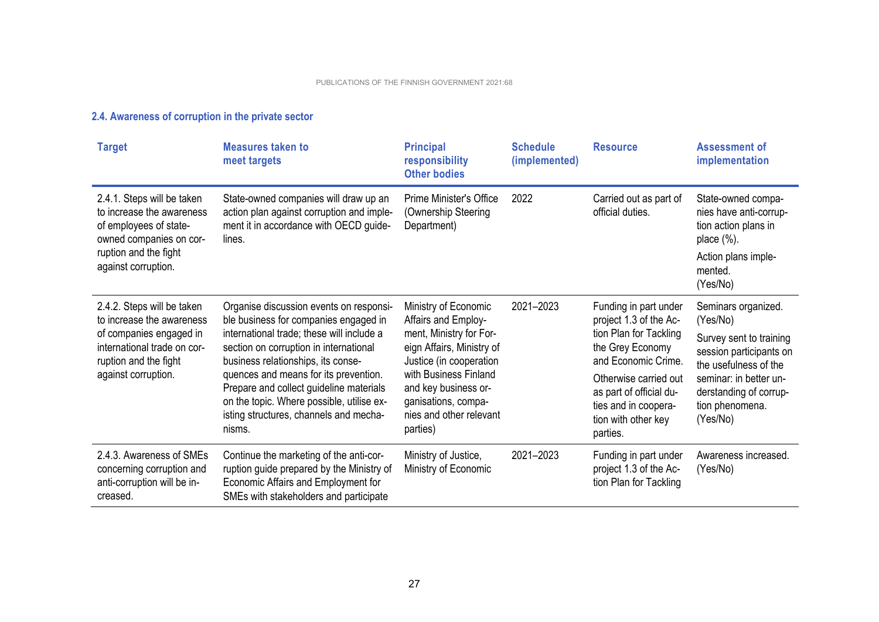### 2.4. Awareness of corruption in the private sector

| Target | Measures taken to meet targets | Principal responsibility Other bodies | Schedule (implemented) | Resource | Assessment of implementation |
|---|---|---|---|---|---|
| 2.4.1. Steps will be taken to increase the awareness of employees of state-owned companies on corruption and the fight against corruption. | State-owned companies will draw up an action plan against corruption and implement it in accordance with OECD guidelines. | Prime Minister's Office (Ownership Steering Department) | 2022 | Carried out as part of official duties. | State-owned companies have anti-corruption action plans in place (%).<br>Action plans implemented. (Yes/No) |
| 2.4.2. Steps will be taken to increase the awareness of companies engaged in international trade on corruption and the fight against corruption. | Organise discussion events on responsible business for companies engaged in international trade; these will include a section on corruption in international business relationships, its consequences and means for its prevention. Prepare and collect guideline materials on the topic. Where possible, utilise existing structures, channels and mechanisms. | Ministry of Economic Affairs and Employment, Ministry for Foreign Affairs, Ministry of Justice (in cooperation with Business Finland and key business organisations, companies and other relevant parties) | 2021–2023 | Funding in part under project 1.3 of the Action Plan for Tackling the Grey Economy and Economic Crime.<br>Otherwise carried out as part of official duties and in cooperation with other key parties. | Seminars organized. (Yes/No)<br>Survey sent to training session participants on the usefulness of the seminar: in better understanding of corruption phenomena. (Yes/No) |
| 2.4.3. Awareness of SMEs concerning corruption and anti-corruption will be increased. | Continue the marketing of the anti-corruption guide prepared by the Ministry of Economic Affairs and Employment for SMEs with stakeholders and participate | Ministry of Justice, Ministry of Economic | 2021–2023 | Funding in part under project 1.3 of the Action Plan for Tackling | Awareness increased. (Yes/No) |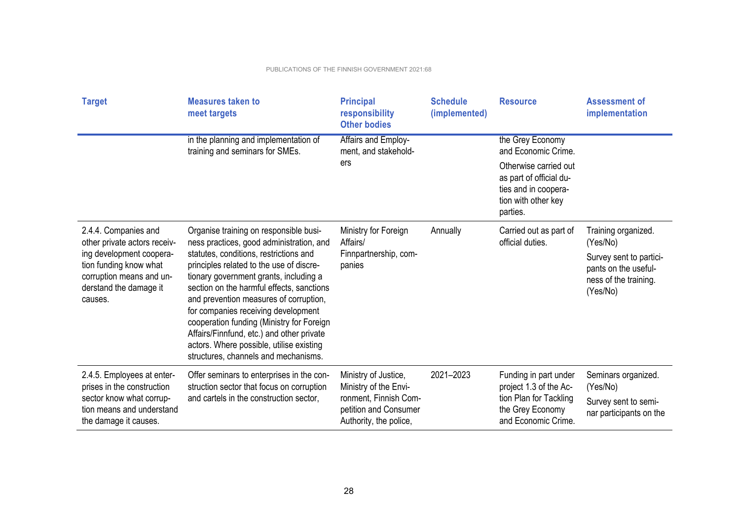| Target | Measures taken to meet targets | Principal responsibility Other bodies | Schedule (implemented) | Resource | Assessment of implementation |
|---|---|---|---|---|---|
| | in the planning and implementation of training and seminars for SMEs. | Affairs and Employment, and stakeholders | | the Grey Economy and Economic Crime. Otherwise carried out as part of official duties and in cooperation with other key parties. | |
| 2.4.4. Companies and other private actors receiving development cooperation funding know what corruption means and understand the damage it causes. | Organise training on responsible business practices, good administration, and statutes, conditions, restrictions and principles related to the use of discretionary government grants, including a section on the harmful effects, sanctions and prevention measures of corruption, for companies receiving development cooperation funding (Ministry for Foreign Affairs/Finnfund, etc.) and other private actors. Where possible, utilise existing structures, channels and mechanisms. | Ministry for Foreign Affairs/ Finnpartnership, companies | Annually | Carried out as part of official duties. | Training organized. (Yes/No) Survey sent to participants on the usefulness of the training. (Yes/No) |
| 2.4.5. Employees at enterprises in the construction sector know what corruption means and understand the damage it causes. | Offer seminars to enterprises in the construction sector that focus on corruption and cartels in the construction sector, | Ministry of Justice, Ministry of the Environment, Finnish Competition and Consumer Authority, the police, | 2021–2023 | Funding in part under project 1.3 of the Action Plan for Tackling the Grey Economy and Economic Crime. | Seminars organized. (Yes/No) Survey sent to seminar participants on the |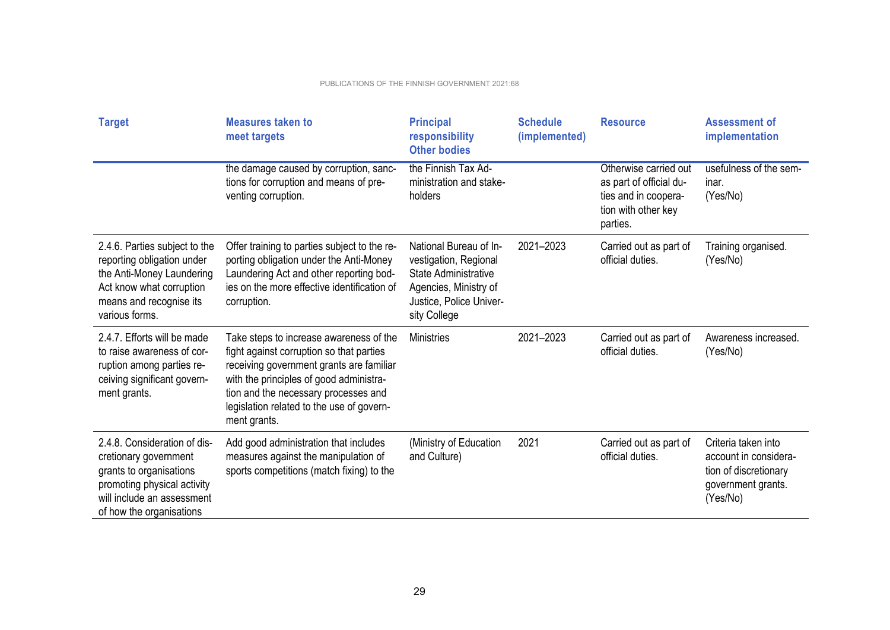| Target | Measures taken to meet targets | Principal responsibility Other bodies | Schedule (implemented) | Resource | Assessment of implementation |
|---|---|---|---|---|---|
| | the damage caused by corruption, sanctions for corruption and means of preventing corruption. | the Finnish Tax Administration and stakeholders | | Otherwise carried out as part of official duties and in cooperation with other key parties. | usefulness of the seminar. (Yes/No) |
| 2.4.6. Parties subject to the reporting obligation under the Anti-Money Laundering Act know what corruption means and recognise its various forms. | Offer training to parties subject to the reporting obligation under the Anti-Money Laundering Act and other reporting bodies on the more effective identification of corruption. | National Bureau of Investigation, Regional State Administrative Agencies, Ministry of Justice, Police University College | 2021–2023 | Carried out as part of official duties. | Training organised. (Yes/No) |
| 2.4.7. Efforts will be made to raise awareness of corruption among parties receiving significant government grants. | Take steps to increase awareness of the fight against corruption so that parties receiving government grants are familiar with the principles of good administration and the necessary processes and legislation related to the use of government grants. | Ministries | 2021–2023 | Carried out as part of official duties. | Awareness increased. (Yes/No) |
| 2.4.8. Consideration of discretionary government grants to organisations promoting physical activity will include an assessment of how the organisations | Add good administration that includes measures against the manipulation of sports competitions (match fixing) to the | (Ministry of Education and Culture) | 2021 | Carried out as part of official duties. | Criteria taken into account in consideration of discretionary government grants. (Yes/No) |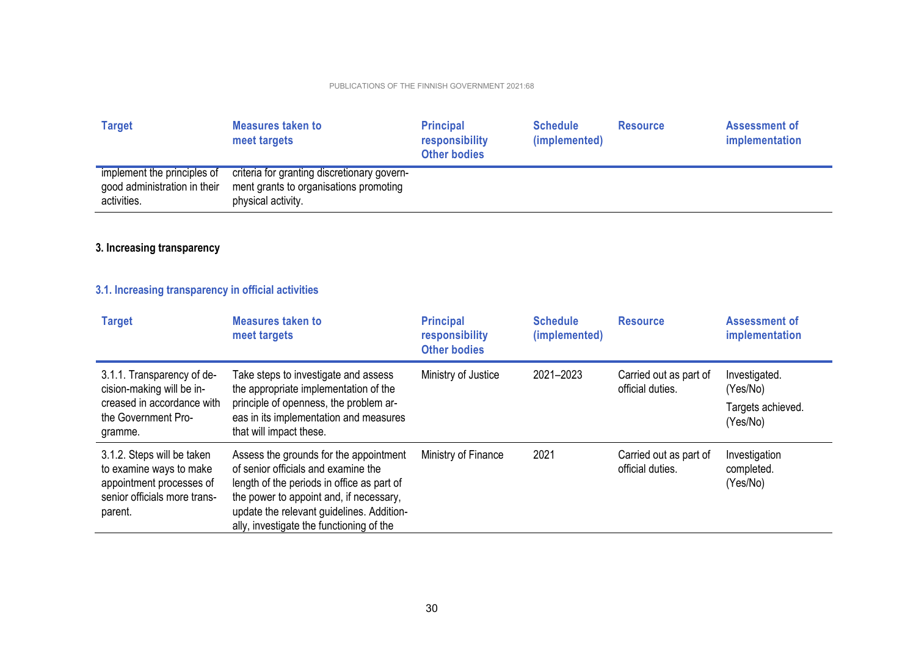| Target | Measures taken to meet targets | Principal responsibility Other bodies | Schedule (implemented) | Resource | Assessment of implementation |
|---|---|---|---|---|---|
| implement the principles of good administration in their activities. | criteria for granting discretionary government grants to organisations promoting physical activity. | | | | |

**3. Increasing transparency**

### 3.1. Increasing transparency in official activities

| Target | Measures taken to meet targets | Principal responsibility Other bodies | Schedule (implemented) | Resource | Assessment of implementation |
|---|---|---|---|---|---|
| 3.1.1. Transparency of decision-making will be increased in accordance with the Government Programme. | Take steps to investigate and assess the appropriate implementation of the principle of openness, the problem areas in its implementation and measures that will impact these. | Ministry of Justice | 2021–2023 | Carried out as part of official duties. | Investigated. (Yes/No) Targets achieved. (Yes/No) |
| 3.1.2. Steps will be taken to examine ways to make appointment processes of senior officials more transparent. | Assess the grounds for the appointment of senior officials and examine the length of the periods in office as part of the power to appoint and, if necessary, update the relevant guidelines. Additionally, investigate the functioning of the | Ministry of Finance | 2021 | Carried out as part of official duties. | Investigation completed. (Yes/No) |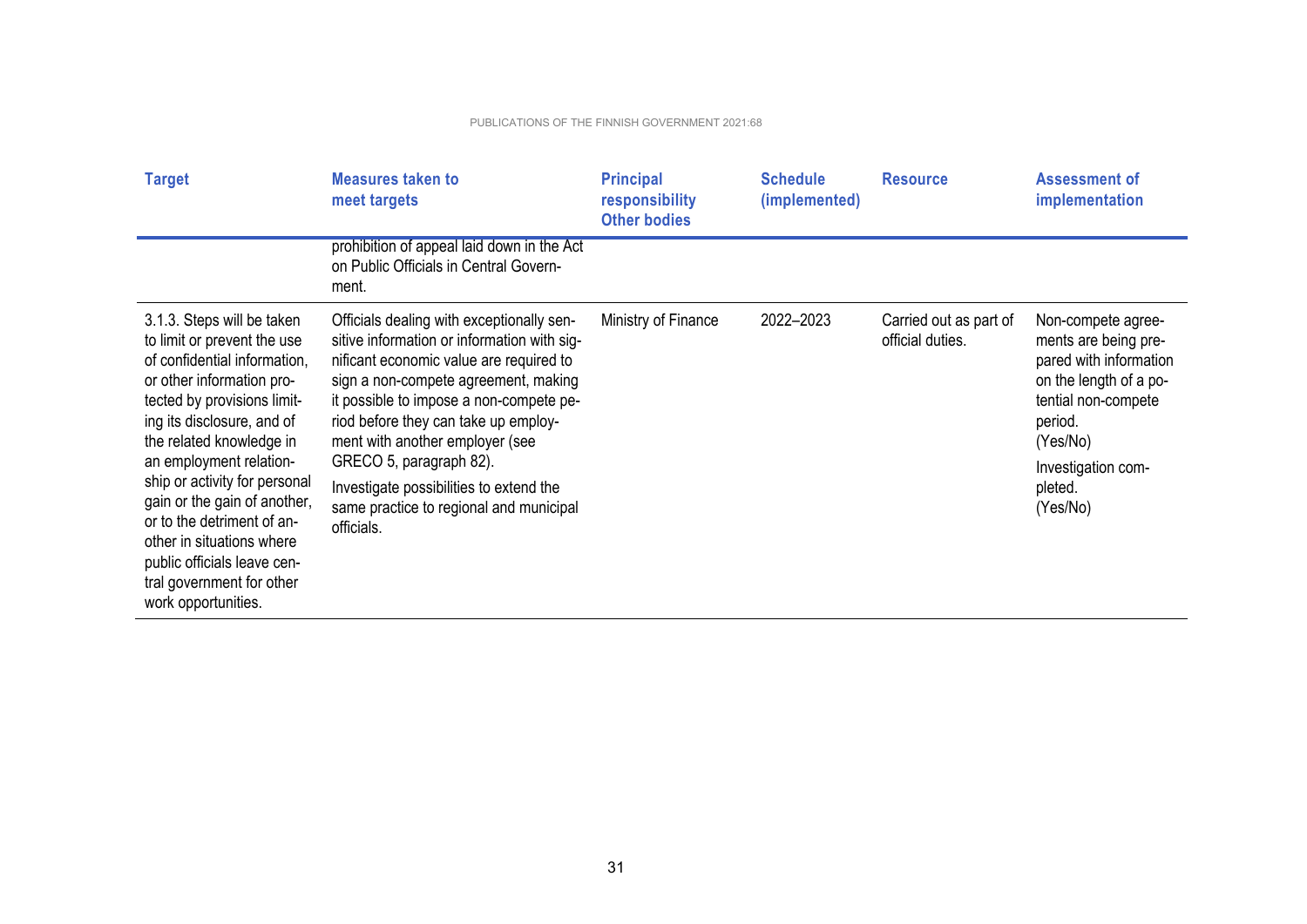| Target | Measures taken to meet targets | Principal responsibility Other bodies | Schedule (implemented) | Resource | Assessment of implementation |
|---|---|---|---|---|---|
| | prohibition of appeal laid down in the Act on Public Officials in Central Government. | | | | |
| 3.1.3. Steps will be taken to limit or prevent the use of confidential information, or other information protected by provisions limiting its disclosure, and of the related knowledge in an employment relationship or activity for personal gain or the gain of another, or to the detriment of another in situations where public officials leave central government for other work opportunities. | Officials dealing with exceptionally sensitive information or information with significant economic value are required to sign a non-compete agreement, making it possible to impose a non-compete period before they can take up employment with another employer (see GRECO 5, paragraph 82).<br><br>Investigate possibilities to extend the same practice to regional and municipal officials. | Ministry of Finance | 2022–2023 | Carried out as part of official duties. | Non-compete agreements are being prepared with information on the length of a potential non-compete period.<br>(Yes/No)<br><br>Investigation completed.<br>(Yes/No) |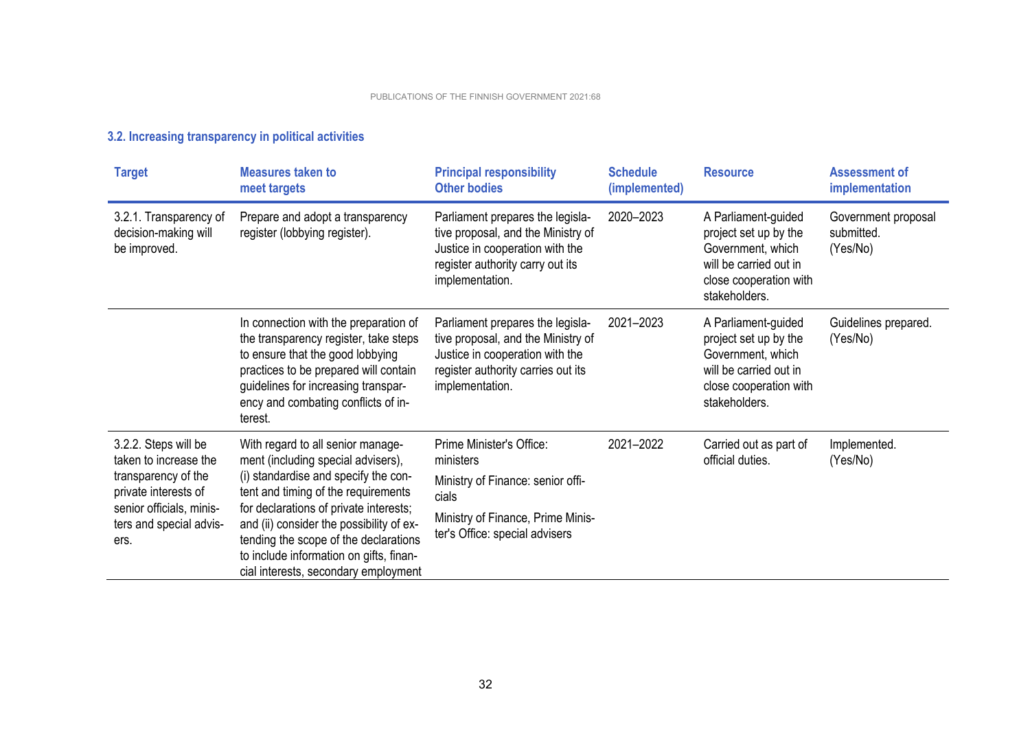### 3.2. Increasing transparency in political activities

| Target | Measures taken to meet targets | Principal responsibility Other bodies | Schedule (implemented) | Resource | Assessment of implementation |
|---|---|---|---|---|---|
| 3.2.1. Transparency of decision-making will be improved. | Prepare and adopt a transparency register (lobbying register). | Parliament prepares the legislative proposal, and the Ministry of Justice in cooperation with the register authority carry out its implementation. | 2020–2023 | A Parliament-guided project set up by the Government, which will be carried out in close cooperation with stakeholders. | Government proposal submitted. (Yes/No) |
| | In connection with the preparation of the transparency register, take steps to ensure that the good lobbying practices to be prepared will contain guidelines for increasing transparency and combating conflicts of interest. | Parliament prepares the legislative proposal, and the Ministry of Justice in cooperation with the register authority carries out its implementation. | 2021–2023 | A Parliament-guided project set up by the Government, which will be carried out in close cooperation with stakeholders. | Guidelines prepared. (Yes/No) |
| 3.2.2. Steps will be taken to increase the transparency of the private interests of senior officials, ministers and special advisers. | With regard to all senior management (including special advisers), (i) standardise and specify the content and timing of the requirements for declarations of private interests; and (ii) consider the possibility of extending the scope of the declarations to include information on gifts, financial interests, secondary employment | Prime Minister's Office: ministers<br>Ministry of Finance: senior officials<br>Ministry of Finance, Prime Minister's Office: special advisers | 2021–2022 | Carried out as part of official duties. | Implemented. (Yes/No) |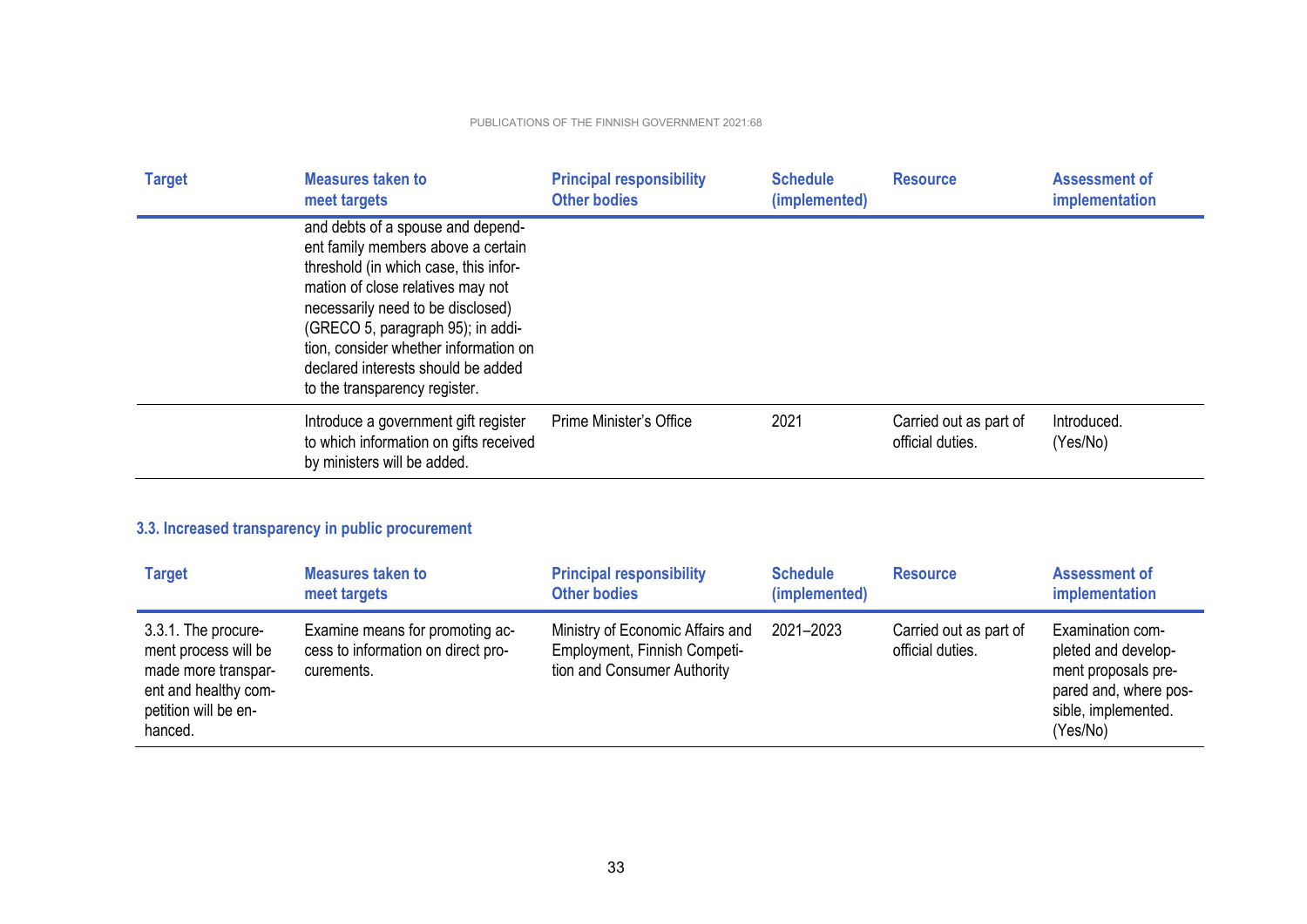| Target | Measures taken to meet targets | Principal responsibility Other bodies | Schedule (implemented) | Resource | Assessment of implementation |
|---|---|---|---|---|---|
| | and debts of a spouse and dependent family members above a certain threshold (in which case, this information of close relatives may not necessarily need to be disclosed) (GRECO 5, paragraph 95); in addition, consider whether information on declared interests should be added to the transparency register. | | | | |
| | Introduce a government gift register to which information on gifts received by ministers will be added. | Prime Minister's Office | 2021 | Carried out as part of official duties. | Introduced. (Yes/No) |

### 3.3. Increased transparency in public procurement

| Target | Measures taken to meet targets | Principal responsibility Other bodies | Schedule (implemented) | Resource | Assessment of implementation |
|---|---|---|---|---|---|
| 3.3.1. The procurement process will be made more transparent and healthy competition will be enhanced. | Examine means for promoting access to information on direct procurements. | Ministry of Economic Affairs and Employment, Finnish Competition and Consumer Authority | 2021–2023 | Carried out as part of official duties. | Examination completed and development proposals prepared and, where possible, implemented. (Yes/No) |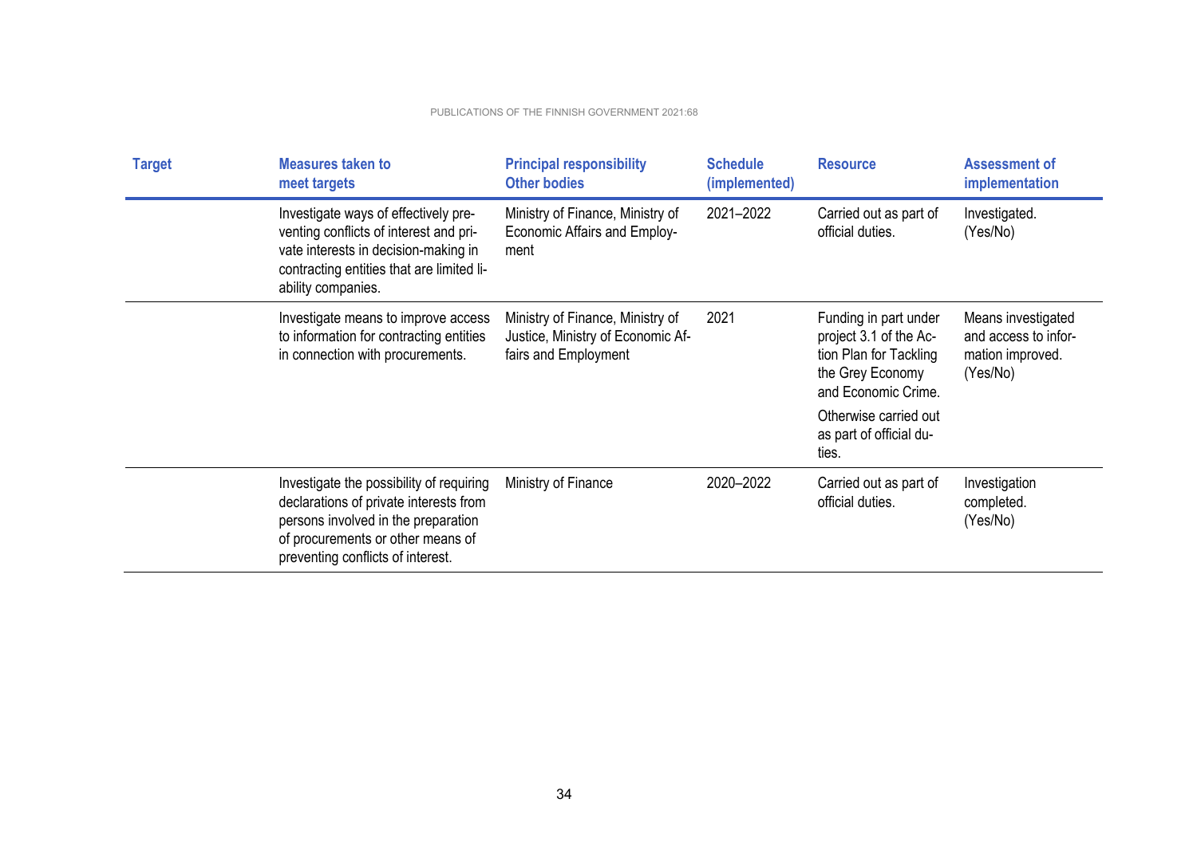| Target | Measures taken to meet targets | Principal responsibility Other bodies | Schedule (implemented) | Resource | Assessment of implementation |
|---|---|---|---|---|---|
| | Investigate ways of effectively preventing conflicts of interest and private interests in decision-making in contracting entities that are limited liability companies. | Ministry of Finance, Ministry of Economic Affairs and Employment | 2021–2022 | Carried out as part of official duties. | Investigated. (Yes/No) |
| | Investigate means to improve access to information for contracting entities in connection with procurements. | Ministry of Finance, Ministry of Justice, Ministry of Economic Affairs and Employment | 2021 | Funding in part under project 3.1 of the Action Plan for Tackling the Grey Economy and Economic Crime. Otherwise carried out as part of official duties. | Means investigated and access to information improved. (Yes/No) |
| | Investigate the possibility of requiring declarations of private interests from persons involved in the preparation of procurements or other means of preventing conflicts of interest. | Ministry of Finance | 2020–2022 | Carried out as part of official duties. | Investigation completed. (Yes/No) |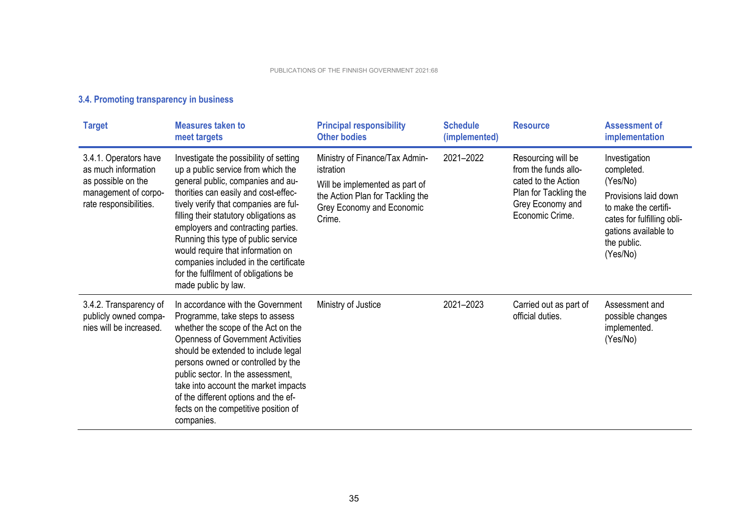### 3.4. Promoting transparency in business

| Target | Measures taken to meet targets | Principal responsibility Other bodies | Schedule (implemented) | Resource | Assessment of implementation |
|---|---|---|---|---|---|
| 3.4.1. Operators have as much information as possible on the management of corporate responsibilities. | Investigate the possibility of setting up a public service from which the general public, companies and authorities can easily and cost-effectively verify that companies are fulfilling their statutory obligations as employers and contracting parties. Running this type of public service would require that information on companies included in the certificate for the fulfilment of obligations be made public by law. | Ministry of Finance/Tax Administration<br><br>Will be implemented as part of the Action Plan for Tackling the Grey Economy and Economic Crime. | 2021–2022 | Resourcing will be from the funds allocated to the Action Plan for Tackling the Grey Economy and Economic Crime. | Investigation completed. (Yes/No)<br><br>Provisions laid down to make the certificates for fulfilling obligations available to the public. (Yes/No) |
| 3.4.2. Transparency of publicly owned companies will be increased. | In accordance with the Government Programme, take steps to assess whether the scope of the Act on the Openness of Government Activities should be extended to include legal persons owned or controlled by the public sector. In the assessment, take into account the market impacts of the different options and the effects on the competitive position of companies. | Ministry of Justice | 2021–2023 | Carried out as part of official duties. | Assessment and possible changes implemented. (Yes/No) |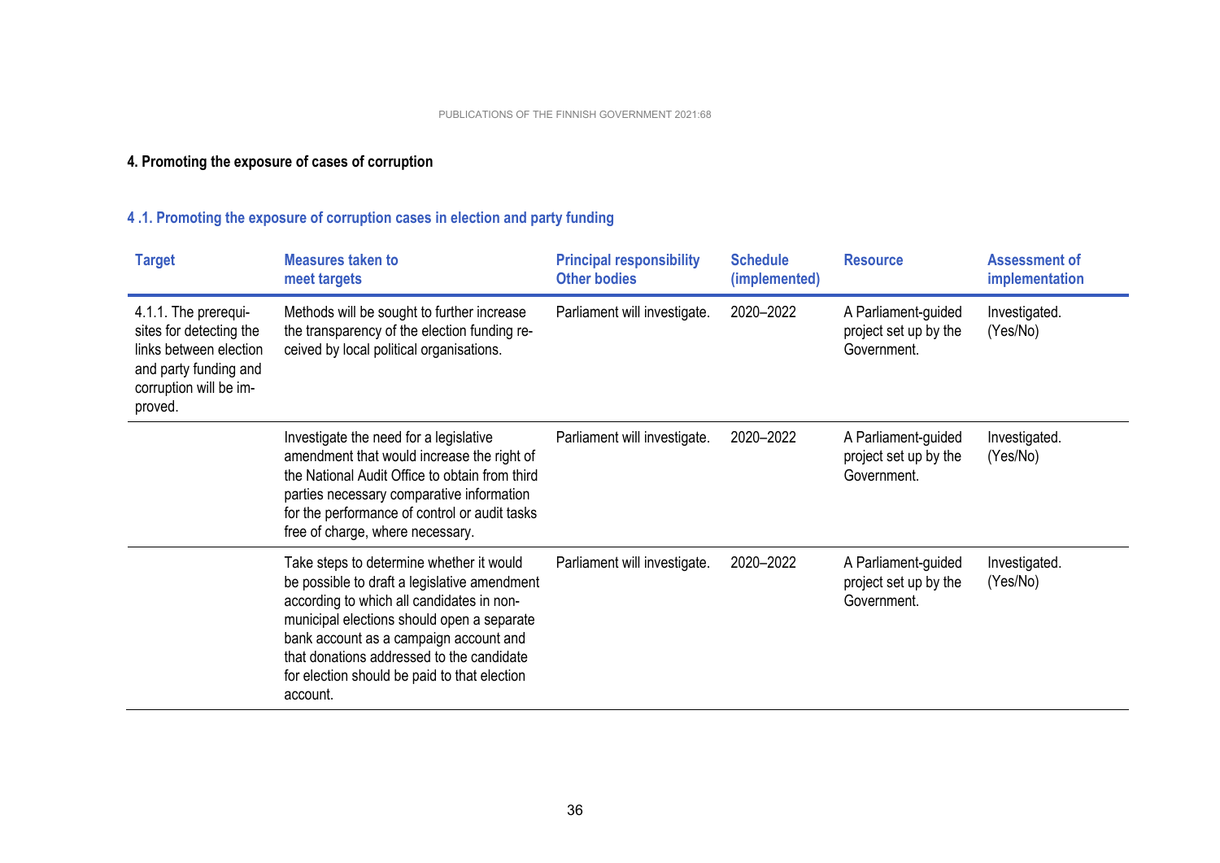#### 4. Promoting the exposure of cases of corruption

##### 4 .1. Promoting the exposure of corruption cases in election and party funding

| Target | Measures taken to meet targets | Principal responsibility Other bodies | Schedule (implemented) | Resource | Assessment of implementation |
|---|---|---|---|---|---|
| 4.1.1. The prerequisites for detecting the links between election and party funding and corruption will be improved. | Methods will be sought to further increase the transparency of the election funding received by local political organisations. | Parliament will investigate. | 2020–2022 | A Parliament-guided project set up by the Government. | Investigated. (Yes/No) |
| | Investigate the need for a legislative amendment that would increase the right of the National Audit Office to obtain from third parties necessary comparative information for the performance of control or audit tasks free of charge, where necessary. | Parliament will investigate. | 2020–2022 | A Parliament-guided project set up by the Government. | Investigated. (Yes/No) |
| | Take steps to determine whether it would be possible to draft a legislative amendment according to which all candidates in non-municipal elections should open a separate bank account as a campaign account and that donations addressed to the candidate for election should be paid to that election account. | Parliament will investigate. | 2020–2022 | A Parliament-guided project set up by the Government. | Investigated. (Yes/No) |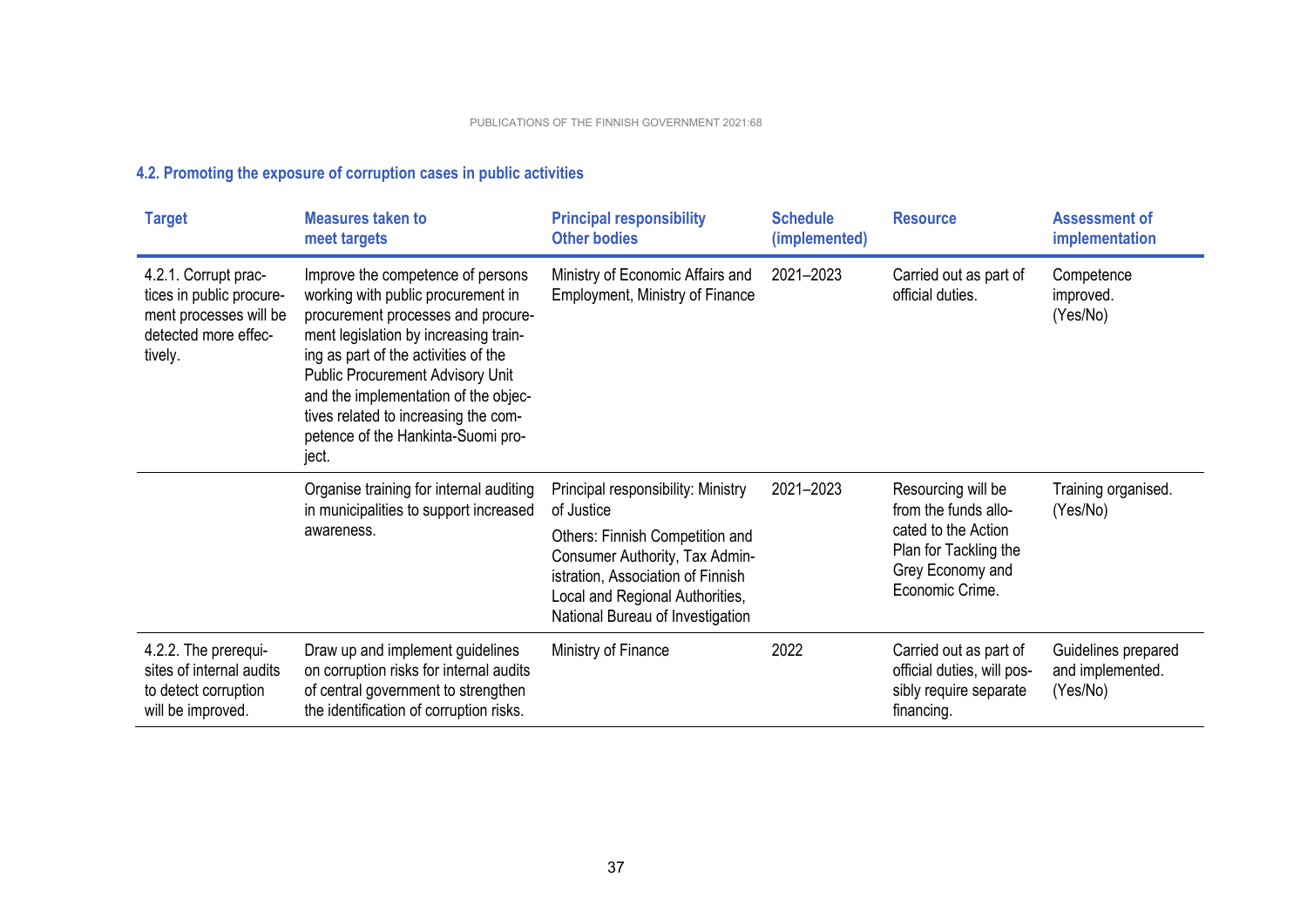### 4.2. Promoting the exposure of corruption cases in public activities

| Target | Measures taken to meet targets | Principal responsibility Other bodies | Schedule (implemented) | Resource | Assessment of implementation |
|---|---|---|---|---|---|
| 4.2.1. Corrupt practices in public procurement processes will be detected more effectively. | Improve the competence of persons working with public procurement in procurement processes and procurement legislation by increasing training as part of the activities of the Public Procurement Advisory Unit and the implementation of the objectives related to increasing the competence of the Hankinta-Suomi project. | Ministry of Economic Affairs and Employment, Ministry of Finance | 2021–2023 | Carried out as part of official duties. | Competence improved. (Yes/No) |
| | Organise training for internal auditing in municipalities to support increased awareness. | Principal responsibility: Ministry of Justice<br><br>Others: Finnish Competition and Consumer Authority, Tax Administration, Association of Finnish Local and Regional Authorities, National Bureau of Investigation | 2021–2023 | Resourcing will be from the funds allocated to the Action Plan for Tackling the Grey Economy and Economic Crime. | Training organised. (Yes/No) |
| 4.2.2. The prerequisites of internal audits to detect corruption will be improved. | Draw up and implement guidelines on corruption risks for internal audits of central government to strengthen the identification of corruption risks. | Ministry of Finance | 2022 | Carried out as part of official duties, will possibly require separate financing. | Guidelines prepared and implemented. (Yes/No) |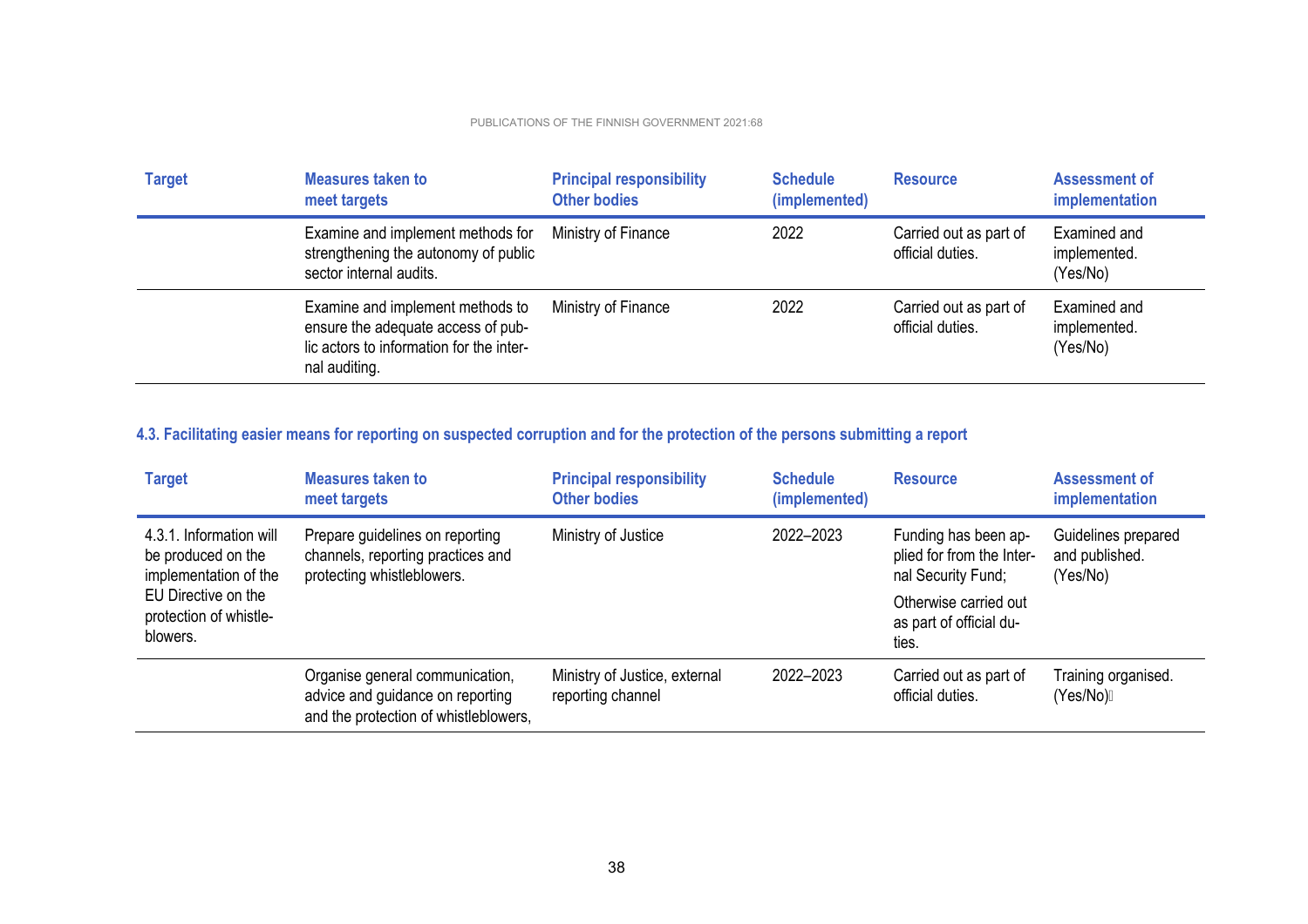| Target | Measures taken to meet targets | Principal responsibility Other bodies | Schedule (implemented) | Resource | Assessment of implementation |
|---|---|---|---|---|---|
| | Examine and implement methods for strengthening the autonomy of public sector internal audits. | Ministry of Finance | 2022 | Carried out as part of official duties. | Examined and implemented. (Yes/No) |
| | Examine and implement methods to ensure the adequate access of public actors to information for the internal auditing. | Ministry of Finance | 2022 | Carried out as part of official duties. | Examined and implemented. (Yes/No) |

### 4.3. Facilitating easier means for reporting on suspected corruption and for the protection of the persons submitting a report

| Target | Measures taken to meet targets | Principal responsibility Other bodies | Schedule (implemented) | Resource | Assessment of implementation |
|---|---|---|---|---|---|
| 4.3.1. Information will be produced on the implementation of the EU Directive on the protection of whistleblowers. | Prepare guidelines on reporting channels, reporting practices and protecting whistleblowers. | Ministry of Justice | 2022–2023 | Funding has been applied for from the Internal Security Fund; Otherwise carried out as part of official duties. | Guidelines prepared and published. (Yes/No) |
| | Organise general communication, advice and guidance on reporting and the protection of whistleblowers, | Ministry of Justice, external reporting channel | 2022–2023 | Carried out as part of official duties. | Training organised. (Yes/No) |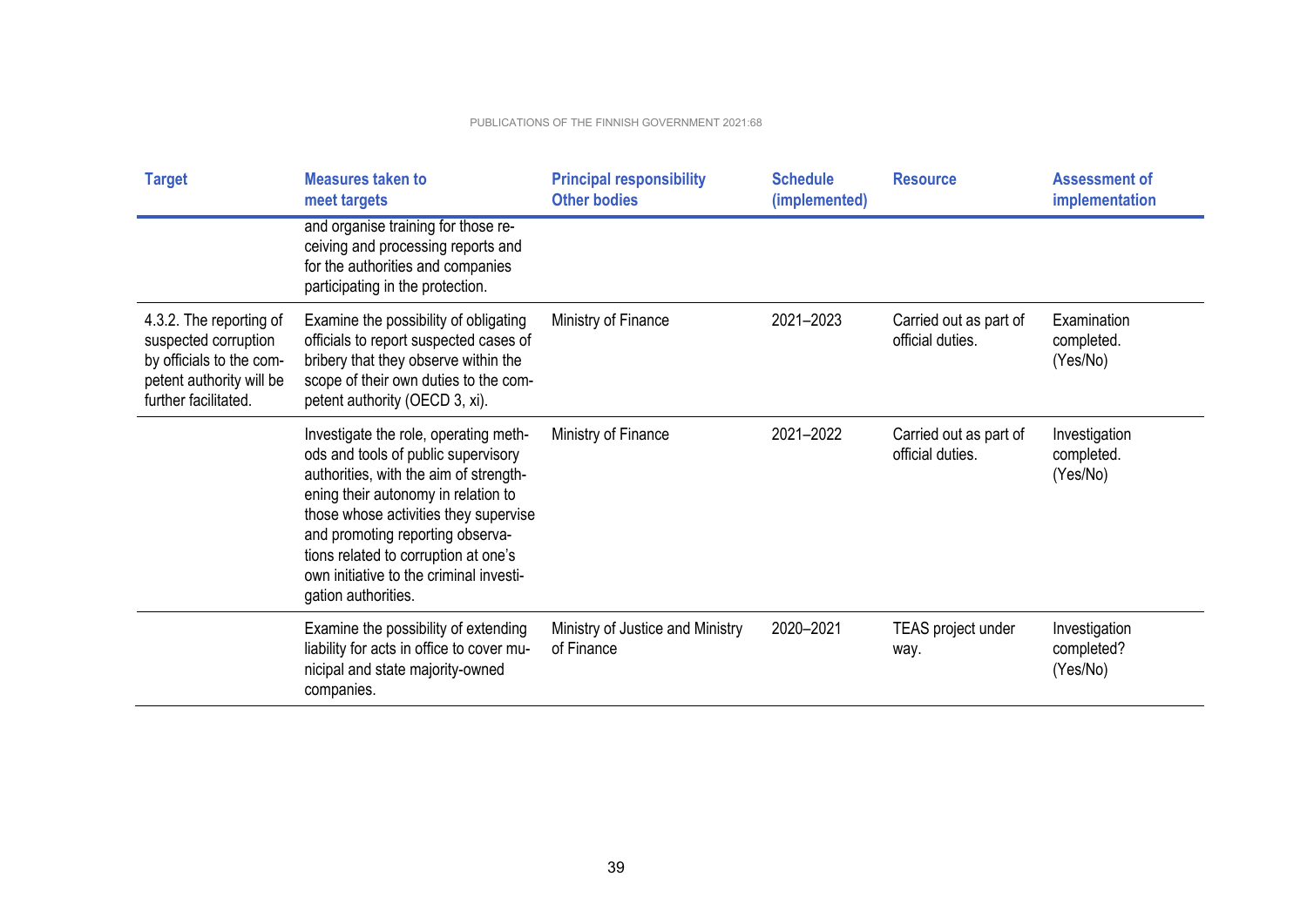| Target | Measures taken to meet targets | Principal responsibility Other bodies | Schedule (implemented) | Resource | Assessment of implementation |
|---|---|---|---|---|---|
| | and organise training for those receiving and processing reports and for the authorities and companies participating in the protection. | | | | |
| 4.3.2. The reporting of suspected corruption by officials to the competent authority will be further facilitated. | Examine the possibility of obligating officials to report suspected cases of bribery that they observe within the scope of their own duties to the competent authority (OECD 3, xi). | Ministry of Finance | 2021–2023 | Carried out as part of official duties. | Examination completed. (Yes/No) |
| | Investigate the role, operating methods and tools of public supervisory authorities, with the aim of strengthening their autonomy in relation to those whose activities they supervise and promoting reporting observations related to corruption at one's own initiative to the criminal investigation authorities. | Ministry of Finance | 2021–2022 | Carried out as part of official duties. | Investigation completed. (Yes/No) |
| | Examine the possibility of extending liability for acts in office to cover municipal and state majority-owned companies. | Ministry of Justice and Ministry of Finance | 2020–2021 | TEAS project under way. | Investigation completed? (Yes/No) |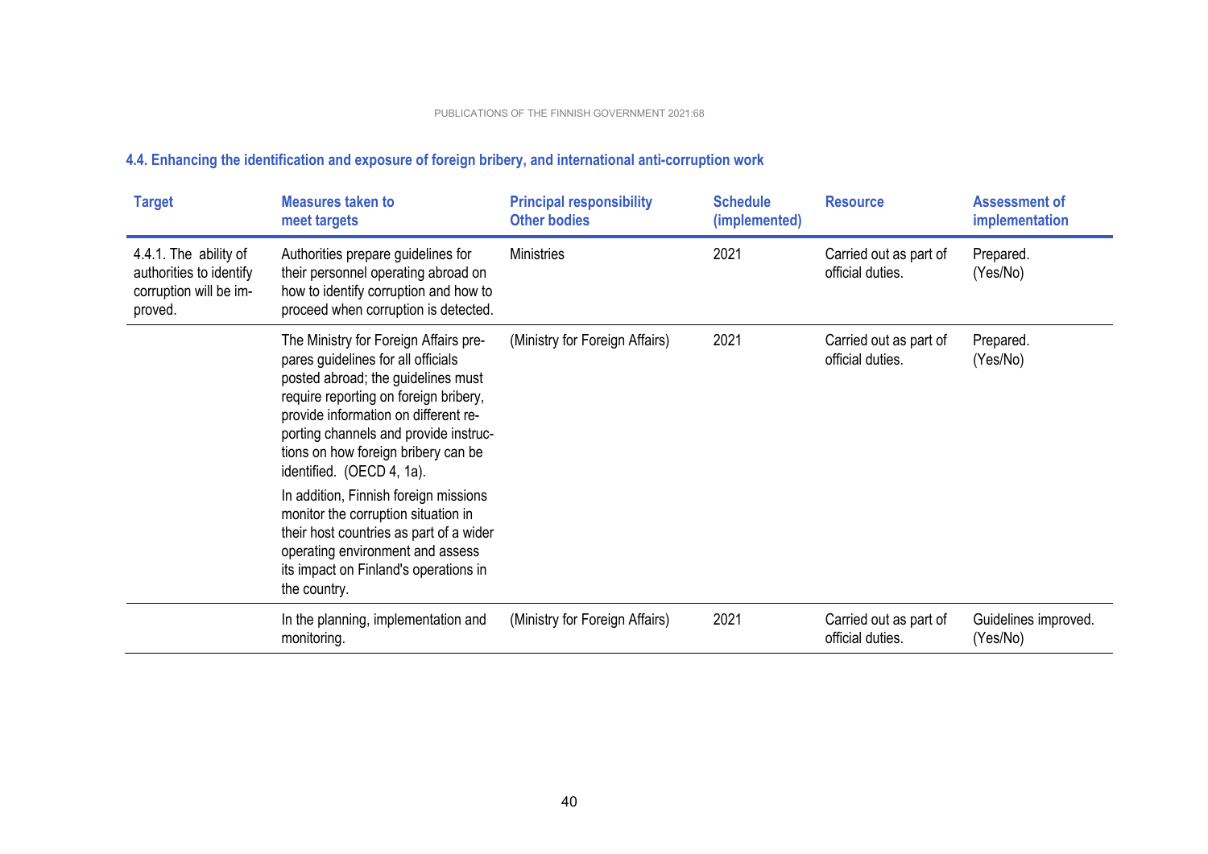### 4.4. Enhancing the identification and exposure of foreign bribery, and international anti-corruption work

| Target | Measures taken to meet targets | Principal responsibility Other bodies | Schedule (implemented) | Resource | Assessment of implementation |
|---|---|---|---|---|---|
| 4.4.1. The ability of authorities to identify corruption will be improved. | Authorities prepare guidelines for their personnel operating abroad on how to identify corruption and how to proceed when corruption is detected. | Ministries | 2021 | Carried out as part of official duties. | Prepared. (Yes/No) |
| | The Ministry for Foreign Affairs prepares guidelines for all officials posted abroad; the guidelines must require reporting on foreign bribery, provide information on different reporting channels and provide instructions on how foreign bribery can be identified. (OECD 4, 1a). In addition, Finnish foreign missions monitor the corruption situation in their host countries as part of a wider operating environment and assess its impact on Finland's operations in the country. | (Ministry for Foreign Affairs) | 2021 | Carried out as part of official duties. | Prepared. (Yes/No) |
| | In the planning, implementation and monitoring. | (Ministry for Foreign Affairs) | 2021 | Carried out as part of official duties. | Guidelines improved. (Yes/No) |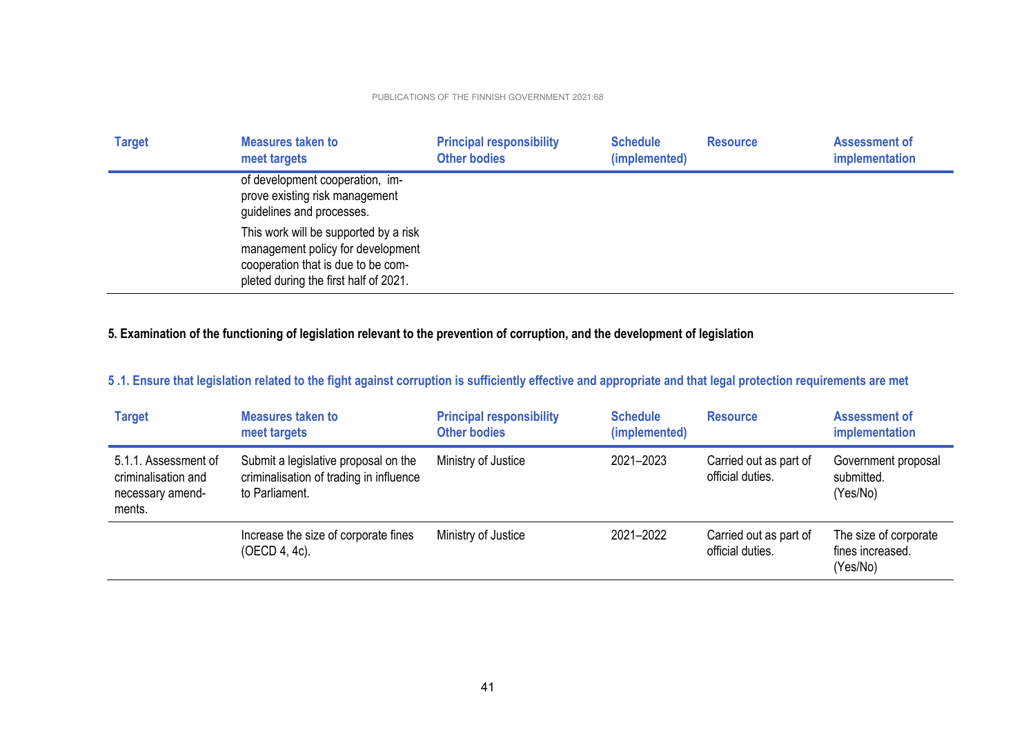| Target | Measures taken to meet targets | Principal responsibility Other bodies | Schedule (implemented) | Resource | Assessment of implementation |
|---|---|---|---|---|---|
| | of development cooperation, improve existing risk management guidelines and processes. This work will be supported by a risk management policy for development cooperation that is due to be completed during the first half of 2021. | | | | |

**5. Examination of the functioning of legislation relevant to the prevention of corruption, and the development of legislation**

### 5 .1. Ensure that legislation related to the fight against corruption is sufficiently effective and appropriate and that legal protection requirements are met

| Target | Measures taken to meet targets | Principal responsibility Other bodies | Schedule (implemented) | Resource | Assessment of implementation |
|---|---|---|---|---|---|
| 5.1.1. Assessment of criminalisation and necessary amendments. | Submit a legislative proposal on the criminalisation of trading in influence to Parliament. | Ministry of Justice | 2021–2023 | Carried out as part of official duties. | Government proposal submitted. (Yes/No) |
| | Increase the size of corporate fines (OECD 4, 4c). | Ministry of Justice | 2021–2022 | Carried out as part of official duties. | The size of corporate fines increased. (Yes/No) |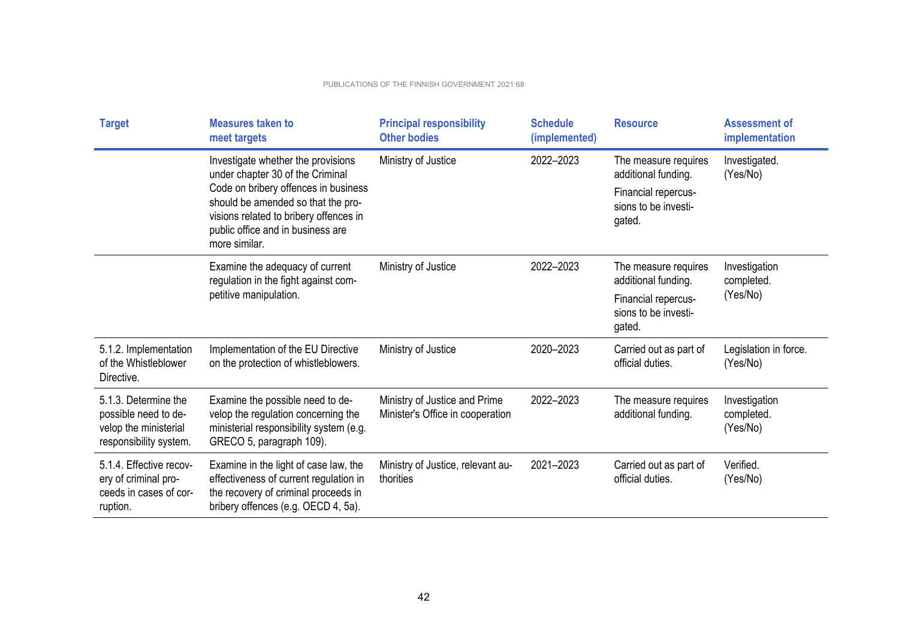| Target | Measures taken to meet targets | Principal responsibility Other bodies | Schedule (implemented) | Resource | Assessment of implementation |
|---|---|---|---|---|---|
| | Investigate whether the provisions under chapter 30 of the Criminal Code on bribery offences in business should be amended so that the provisions related to bribery offences in public office and in business are more similar. | Ministry of Justice | 2022–2023 | The measure requires additional funding. Financial repercussions to be investigated. | Investigated. (Yes/No) |
| | Examine the adequacy of current regulation in the fight against competitive manipulation. | Ministry of Justice | 2022–2023 | The measure requires additional funding. Financial repercussions to be investigated. | Investigation completed. (Yes/No) |
| 5.1.2. Implementation of the Whistleblower Directive. | Implementation of the EU Directive on the protection of whistleblowers. | Ministry of Justice | 2020–2023 | Carried out as part of official duties. | Legislation in force. (Yes/No) |
| 5.1.3. Determine the possible need to develop the ministerial responsibility system. | Examine the possible need to develop the regulation concerning the ministerial responsibility system (e.g. GRECO 5, paragraph 109). | Ministry of Justice and Prime Minister's Office in cooperation | 2022–2023 | The measure requires additional funding. | Investigation completed. (Yes/No) |
| 5.1.4. Effective recovery of criminal proceeds in cases of corruption. | Examine in the light of case law, the effectiveness of current regulation in the recovery of criminal proceeds in bribery offences (e.g. OECD 4, 5a). | Ministry of Justice, relevant authorities | 2021–2023 | Carried out as part of official duties. | Verified. (Yes/No) |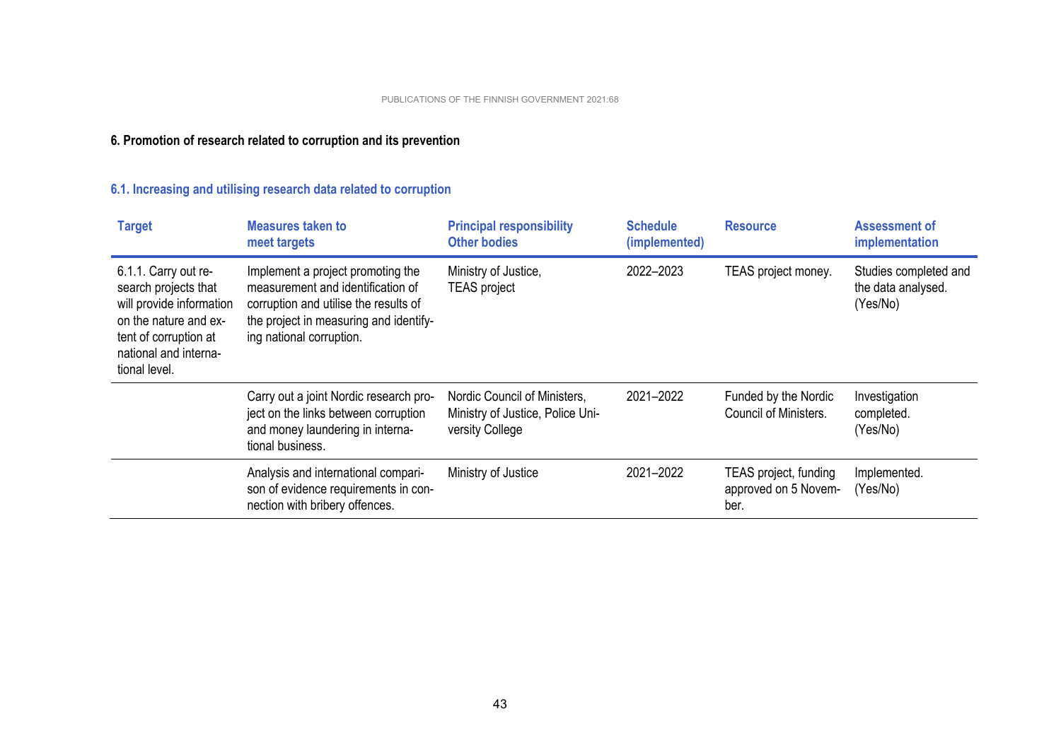## 6. Promotion of research related to corruption and its prevention

### 6.1. Increasing and utilising research data related to corruption

| Target | Measures taken to meet targets | Principal responsibility Other bodies | Schedule (implemented) | Resource | Assessment of implementation |
|---|---|---|---|---|---|
| 6.1.1. Carry out research projects that will provide information on the nature and extent of corruption at national and international level. | Implement a project promoting the measurement and identification of corruption and utilise the results of the project in measuring and identifying national corruption. | Ministry of Justice, TEAS project | 2022–2023 | TEAS project money. | Studies completed and the data analysed. (Yes/No) |
| | Carry out a joint Nordic research project on the links between corruption and money laundering in international business. | Nordic Council of Ministers, Ministry of Justice, Police University College | 2021–2022 | Funded by the Nordic Council of Ministers. | Investigation completed. (Yes/No) |
| | Analysis and international comparison of evidence requirements in connection with bribery offences. | Ministry of Justice | 2021–2022 | TEAS project, funding approved on 5 November. | Implemented. (Yes/No) |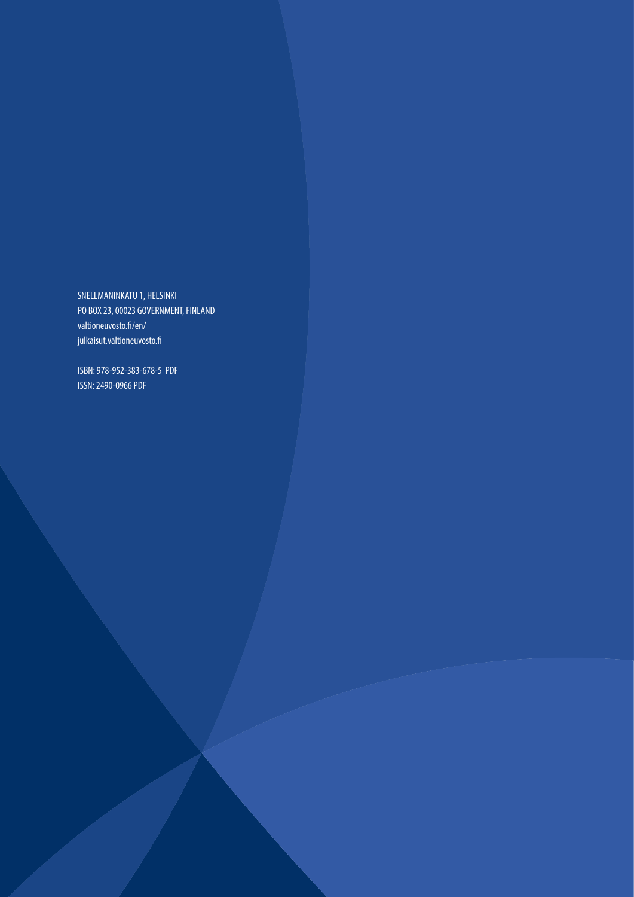SNELLMANINKATU 1, HELSINKI
PO BOX 23, 00023 GOVERNMENT, FINLAND
valtioneuvosto.fi/en/
julkaisut.valtioneuvosto.fi

ISBN: 978-952-383-678-5 PDF
ISSN: 2490-0966 PDF